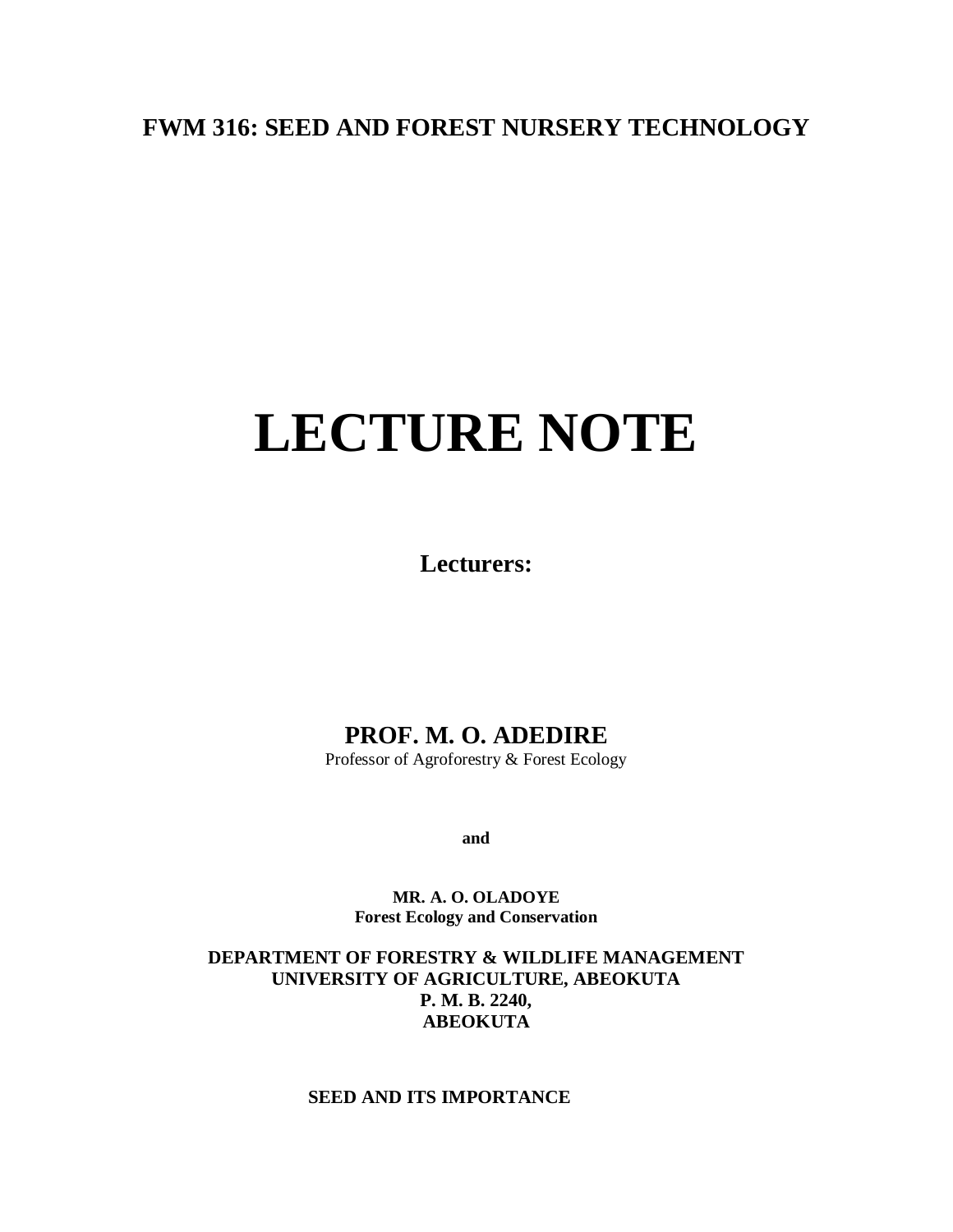**FWM 316: SEED AND FOREST NURSERY TECHNOLOGY**

# LECTURE NOTE

**Lecturers:**

**PROF. M. O. ADEDIRE**

Professor of Agroforestry & Forest Ecology

**and**

**MR. A. O. OLADOYE**

**Forest Ecology and Conservation**

**DEPARTMENT OF FORESTRY & WILDLIFE MANAGEMENT**

**UNIVERSITY OF AGRICULTURE, ABEOKUTA**

**P. M. B. 2240,**

**ABEOKUTA**

## SEED AND ITS IMPORTANCE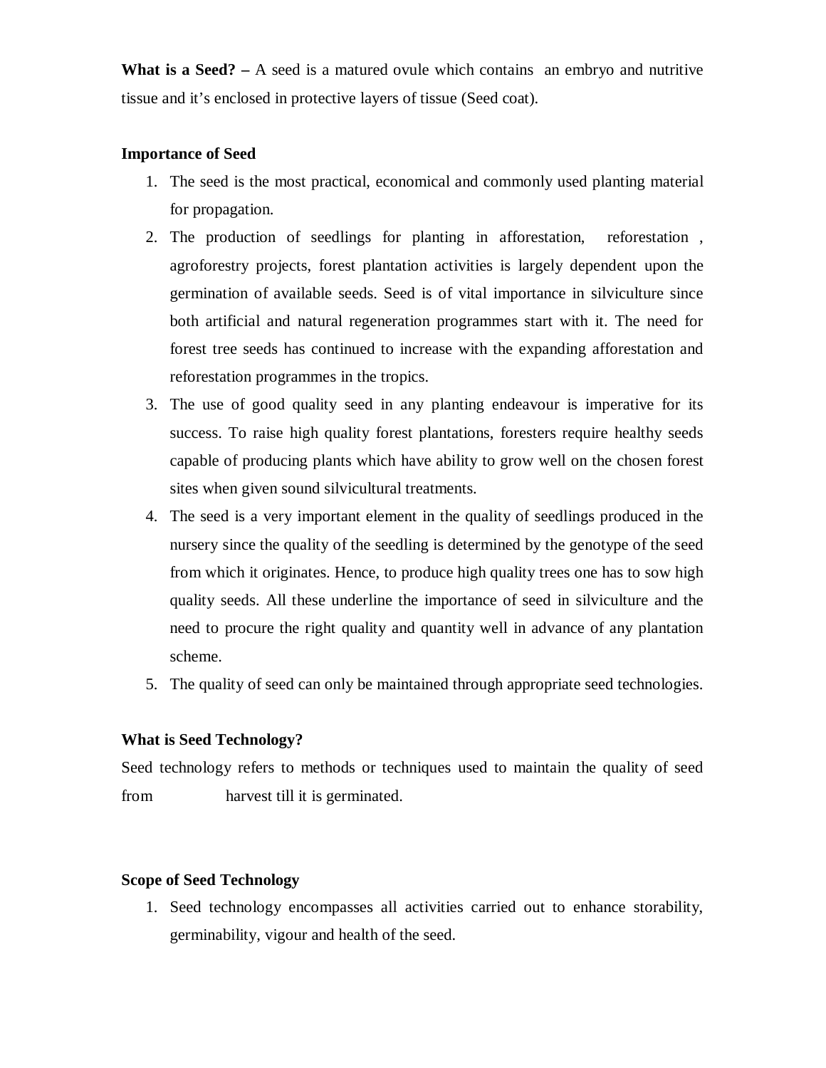**What is a Seed? –** A seed is a matured ovule which contains an embryo and nutritive tissue and it's enclosed in protective layers of tissue (Seed coat).

**Importance of Seed**

1. The seed is the most practical, economical and commonly used planting material for propagation.
2. The production of seedlings for planting in afforestation, reforestation , agroforestry projects, forest plantation activities is largely dependent upon the germination of available seeds. Seed is of vital importance in silviculture since both artificial and natural regeneration programmes start with it. The need for forest tree seeds has continued to increase with the expanding afforestation and reforestation programmes in the tropics.
3. The use of good quality seed in any planting endeavour is imperative for its success. To raise high quality forest plantations, foresters require healthy seeds capable of producing plants which have ability to grow well on the chosen forest sites when given sound silvicultural treatments.
4. The seed is a very important element in the quality of seedlings produced in the nursery since the quality of the seedling is determined by the genotype of the seed from which it originates. Hence, to produce high quality trees one has to sow high quality seeds. All these underline the importance of seed in silviculture and the need to procure the right quality and quantity well in advance of any plantation scheme.
5. The quality of seed can only be maintained through appropriate seed technologies.

**What is Seed Technology?**

Seed technology refers to methods or techniques used to maintain the quality of seed from harvest till it is germinated.

**Scope of Seed Technology**

1. Seed technology encompasses all activities carried out to enhance storability, germinability, vigour and health of the seed.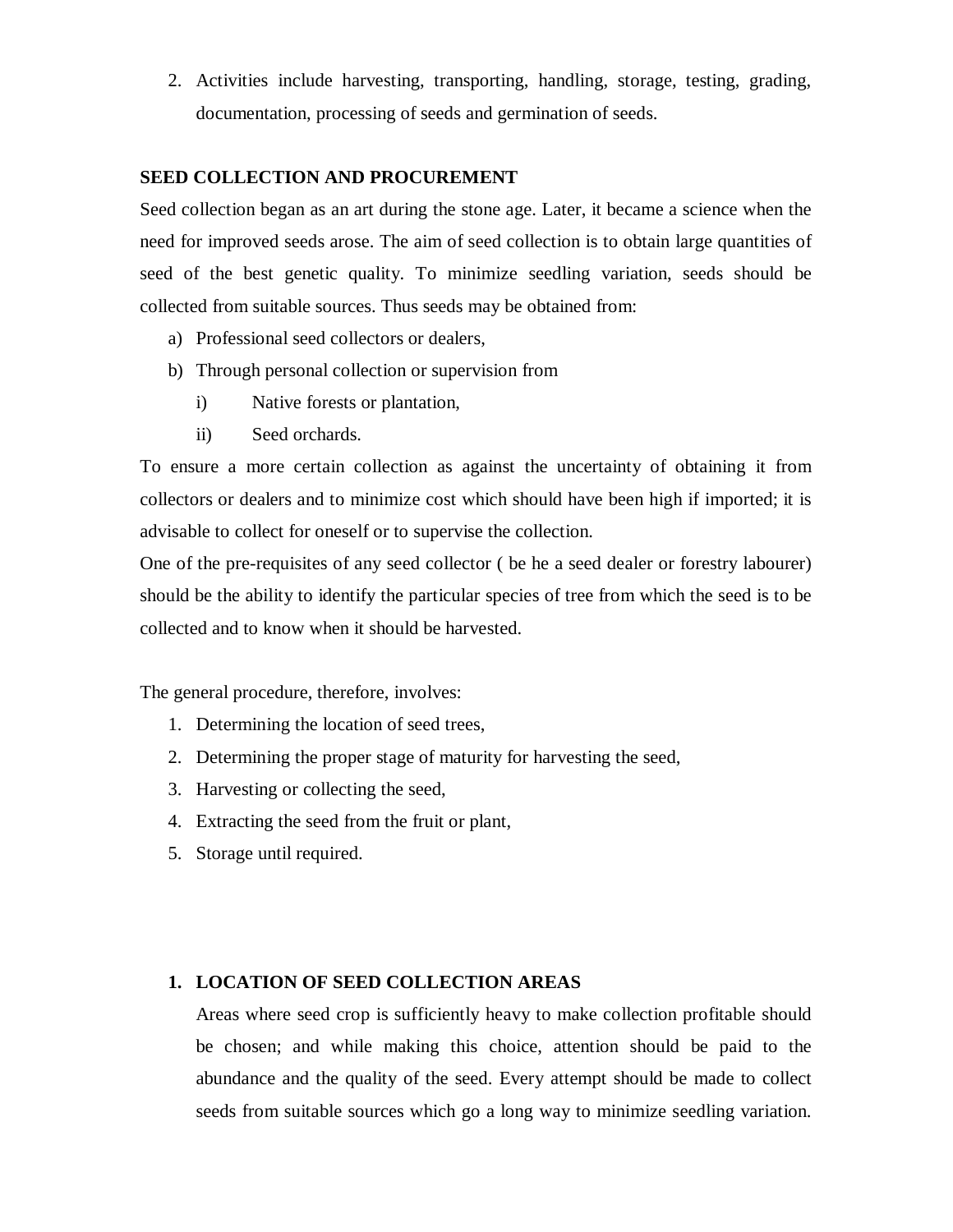2. Activities include harvesting, transporting, handling, storage, testing, grading, documentation, processing of seeds and germination of seeds.

**SEED COLLECTION AND PROCUREMENT**

Seed collection began as an art during the stone age. Later, it became a science when the need for improved seeds arose. The aim of seed collection is to obtain large quantities of seed of the best genetic quality. To minimize seedling variation, seeds should be collected from suitable sources. Thus seeds may be obtained from:

a) Professional seed collectors or dealers,
b) Through personal collection or supervision from
   i) Native forests or plantation,
   ii) Seed orchards.

To ensure a more certain collection as against the uncertainty of obtaining it from collectors or dealers and to minimize cost which should have been high if imported; it is advisable to collect for oneself or to supervise the collection.

One of the pre-requisites of any seed collector ( be he a seed dealer or forestry labourer) should be the ability to identify the particular species of tree from which the seed is to be collected and to know when it should be harvested.

The general procedure, therefore, involves:

1. Determining the location of seed trees,
2. Determining the proper stage of maturity for harvesting the seed,
3. Harvesting or collecting the seed,
4. Extracting the seed from the fruit or plant,
5. Storage until required.

1. **LOCATION OF SEED COLLECTION AREAS**

   Areas where seed crop is sufficiently heavy to make collection profitable should be chosen; and while making this choice, attention should be paid to the abundance and the quality of the seed. Every attempt should be made to collect seeds from suitable sources which go a long way to minimize seedling variation.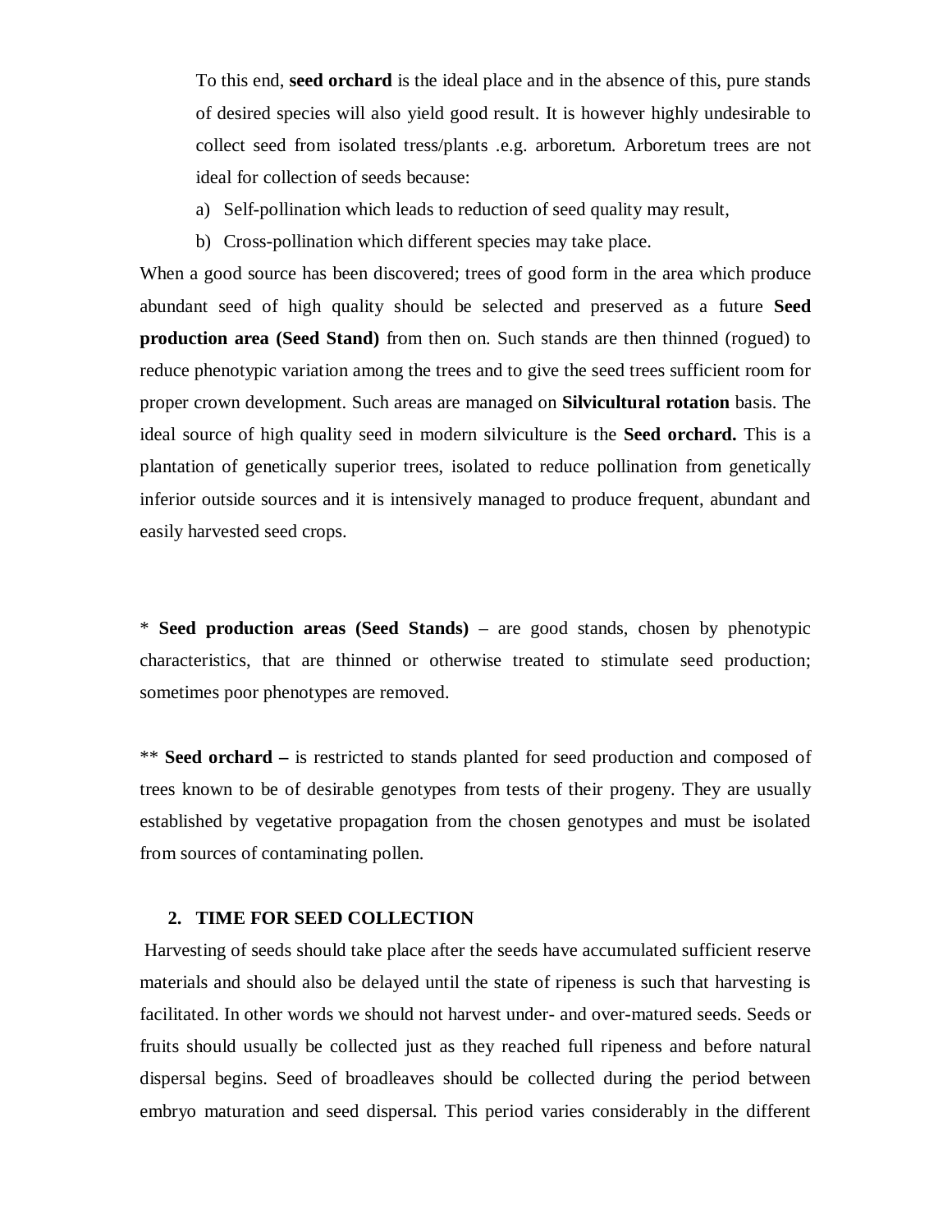To this end, **seed orchard** is the ideal place and in the absence of this, pure stands of desired species will also yield good result. It is however highly undesirable to collect seed from isolated tress/plants .e.g. arboretum. Arboretum trees are not ideal for collection of seeds because:

a) Self-pollination which leads to reduction of seed quality may result,
b) Cross-pollination which different species may take place.

When a good source has been discovered; trees of good form in the area which produce abundant seed of high quality should be selected and preserved as a future **Seed production area (Seed Stand)** from then on. Such stands are then thinned (rogued) to reduce phenotypic variation among the trees and to give the seed trees sufficient room for proper crown development. Such areas are managed on **Silvicultural rotation** basis. The ideal source of high quality seed in modern silviculture is the **Seed orchard.** This is a plantation of genetically superior trees, isolated to reduce pollination from genetically inferior outside sources and it is intensively managed to produce frequent, abundant and easily harvested seed crops.

* **Seed production areas (Seed Stands)** – are good stands, chosen by phenotypic characteristics, that are thinned or otherwise treated to stimulate seed production; sometimes poor phenotypes are removed.

** **Seed orchard –** is restricted to stands planted for seed production and composed of trees known to be of desirable genotypes from tests of their progeny. They are usually established by vegetative propagation from the chosen genotypes and must be isolated from sources of contaminating pollen.

## 2. TIME FOR SEED COLLECTION

Harvesting of seeds should take place after the seeds have accumulated sufficient reserve materials and should also be delayed until the state of ripeness is such that harvesting is facilitated. In other words we should not harvest under- and over-matured seeds. Seeds or fruits should usually be collected just as they reached full ripeness and before natural dispersal begins. Seed of broadleaves should be collected during the period between embryo maturation and seed dispersal. This period varies considerably in the different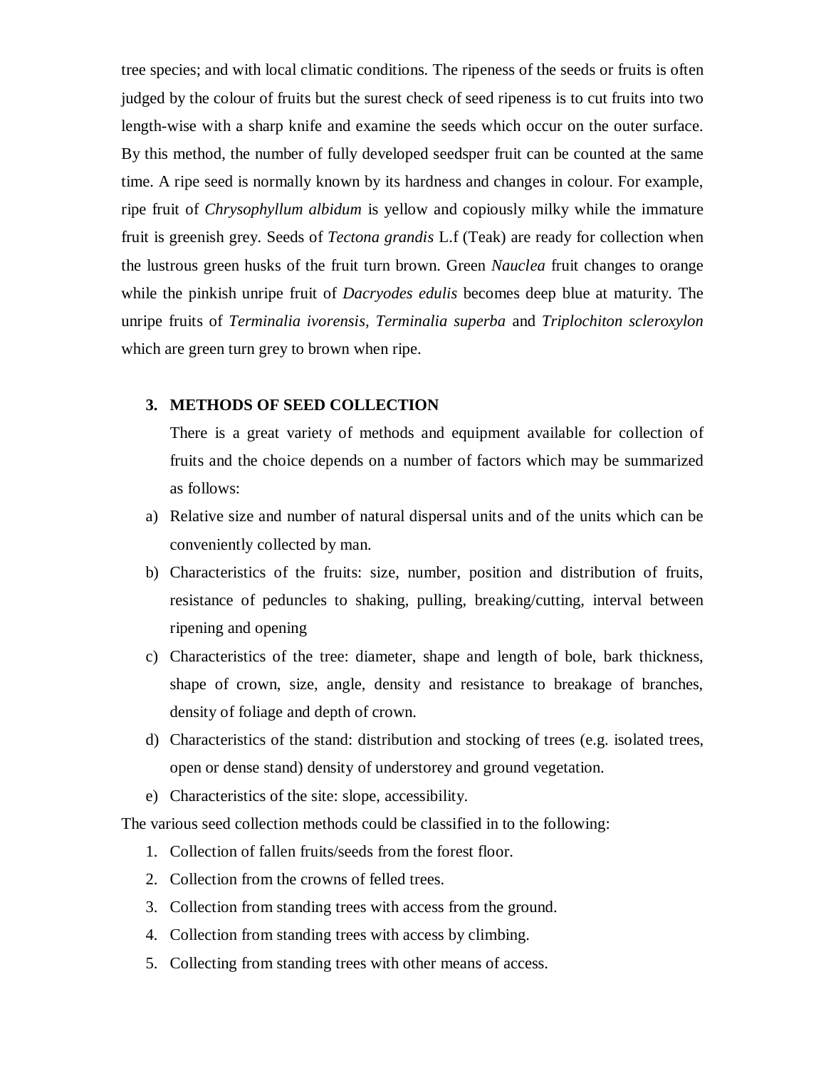tree species; and with local climatic conditions. The ripeness of the seeds or fruits is often judged by the colour of fruits but the surest check of seed ripeness is to cut fruits into two length-wise with a sharp knife and examine the seeds which occur on the outer surface. By this method, the number of fully developed seedsper fruit can be counted at the same time. A ripe seed is normally known by its hardness and changes in colour. For example, ripe fruit of *Chrysophyllum albidum* is yellow and copiously milky while the immature fruit is greenish grey. Seeds of *Tectona grandis* L.f (Teak) are ready for collection when the lustrous green husks of the fruit turn brown. Green *Nauclea* fruit changes to orange while the pinkish unripe fruit of *Dacryodes edulis* becomes deep blue at maturity. The unripe fruits of *Terminalia ivorensis, Terminalia superba* and *Triplochiton scleroxylon* which are green turn grey to brown when ripe.

## 3. METHODS OF SEED COLLECTION

There is a great variety of methods and equipment available for collection of fruits and the choice depends on a number of factors which may be summarized as follows:

a) Relative size and number of natural dispersal units and of the units which can be conveniently collected by man.
b) Characteristics of the fruits: size, number, position and distribution of fruits, resistance of peduncles to shaking, pulling, breaking/cutting, interval between ripening and opening
c) Characteristics of the tree: diameter, shape and length of bole, bark thickness, shape of crown, size, angle, density and resistance to breakage of branches, density of foliage and depth of crown.
d) Characteristics of the stand: distribution and stocking of trees (e.g. isolated trees, open or dense stand) density of understorey and ground vegetation.
e) Characteristics of the site: slope, accessibility.

The various seed collection methods could be classified in to the following:

1. Collection of fallen fruits/seeds from the forest floor.
2. Collection from the crowns of felled trees.
3. Collection from standing trees with access from the ground.
4. Collection from standing trees with access by climbing.
5. Collecting from standing trees with other means of access.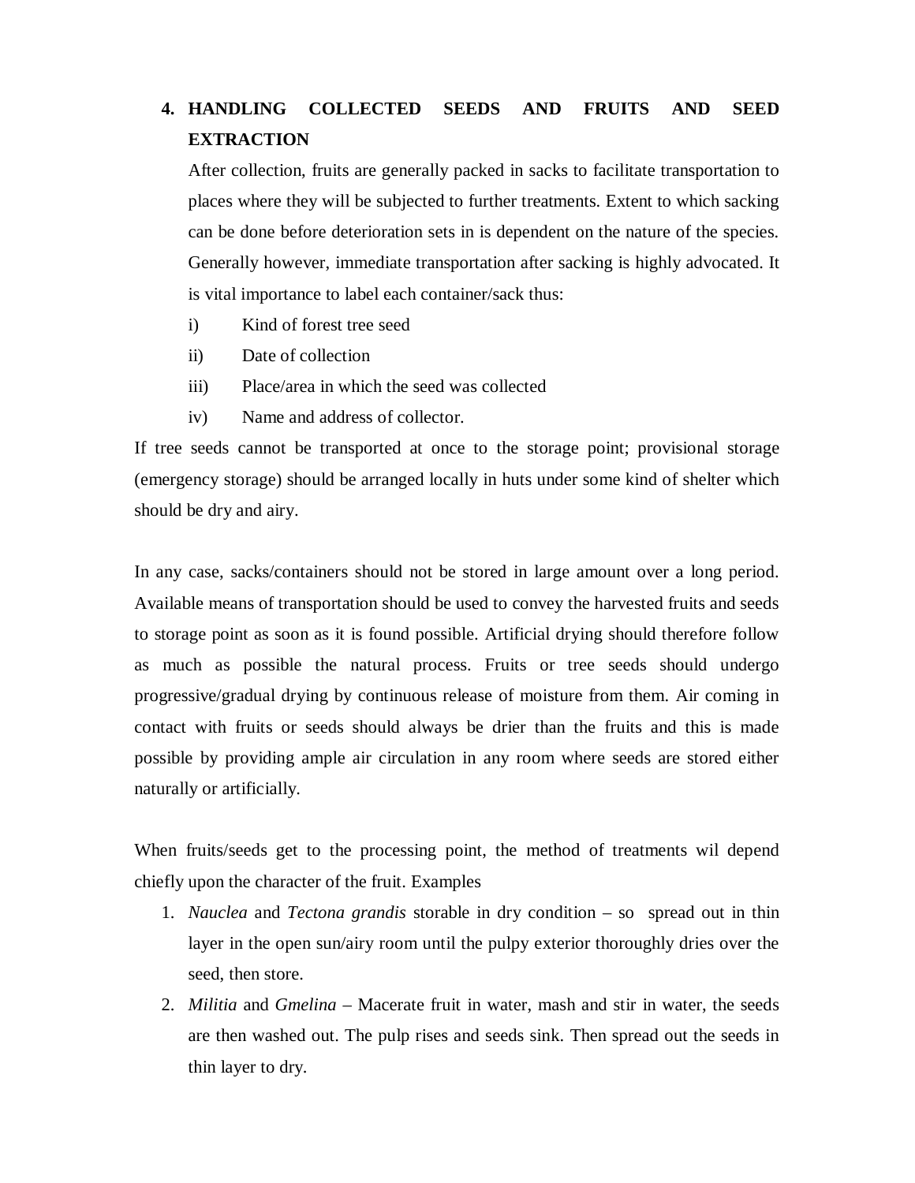## 4. HANDLING COLLECTED SEEDS AND FRUITS AND SEED EXTRACTION

After collection, fruits are generally packed in sacks to facilitate transportation to places where they will be subjected to further treatments. Extent to which sacking can be done before deterioration sets in is dependent on the nature of the species. Generally however, immediate transportation after sacking is highly advocated. It is vital importance to label each container/sack thus:

i) Kind of forest tree seed
ii) Date of collection
iii) Place/area in which the seed was collected
iv) Name and address of collector.

If tree seeds cannot be transported at once to the storage point; provisional storage (emergency storage) should be arranged locally in huts under some kind of shelter which should be dry and airy.

In any case, sacks/containers should not be stored in large amount over a long period. Available means of transportation should be used to convey the harvested fruits and seeds to storage point as soon as it is found possible. Artificial drying should therefore follow as much as possible the natural process. Fruits or tree seeds should undergo progressive/gradual drying by continuous release of moisture from them. Air coming in contact with fruits or seeds should always be drier than the fruits and this is made possible by providing ample air circulation in any room where seeds are stored either naturally or artificially.

When fruits/seeds get to the processing point, the method of treatments wil depend chiefly upon the character of the fruit. Examples

1. *Nauclea* and *Tectona grandis* storable in dry condition – so spread out in thin layer in the open sun/airy room until the pulpy exterior thoroughly dries over the seed, then store.
2. *Militia* and *Gmelina* – Macerate fruit in water, mash and stir in water, the seeds are then washed out. The pulp rises and seeds sink. Then spread out the seeds in thin layer to dry.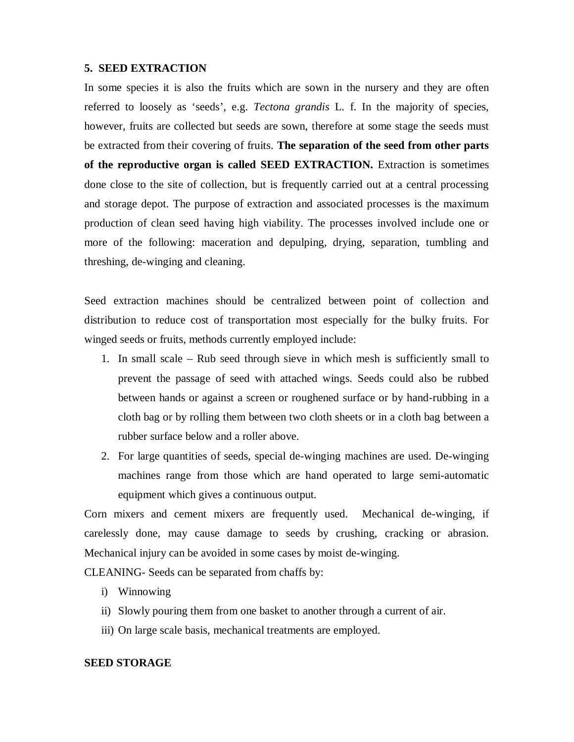## 5. SEED EXTRACTION

In some species it is also the fruits which are sown in the nursery and they are often referred to loosely as 'seeds', e.g. *Tectona grandis* L. f. In the majority of species, however, fruits are collected but seeds are sown, therefore at some stage the seeds must be extracted from their covering of fruits. **The separation of the seed from other parts of the reproductive organ is called SEED EXTRACTION.** Extraction is sometimes done close to the site of collection, but is frequently carried out at a central processing and storage depot. The purpose of extraction and associated processes is the maximum production of clean seed having high viability. The processes involved include one or more of the following: maceration and depulping, drying, separation, tumbling and threshing, de-winging and cleaning.

Seed extraction machines should be centralized between point of collection and distribution to reduce cost of transportation most especially for the bulky fruits. For winged seeds or fruits, methods currently employed include:

1. In small scale – Rub seed through sieve in which mesh is sufficiently small to prevent the passage of seed with attached wings. Seeds could also be rubbed between hands or against a screen or roughened surface or by hand-rubbing in a cloth bag or by rolling them between two cloth sheets or in a cloth bag between a rubber surface below and a roller above.
2. For large quantities of seeds, special de-winging machines are used. De-winging machines range from those which are hand operated to large semi-automatic equipment which gives a continuous output.

Corn mixers and cement mixers are frequently used. Mechanical de-winging, if carelessly done, may cause damage to seeds by crushing, cracking or abrasion. Mechanical injury can be avoided in some cases by moist de-winging.

CLEANING- Seeds can be separated from chaffs by:

i) Winnowing
ii) Slowly pouring them from one basket to another through a current of air.
iii) On large scale basis, mechanical treatments are employed.

## SEED STORAGE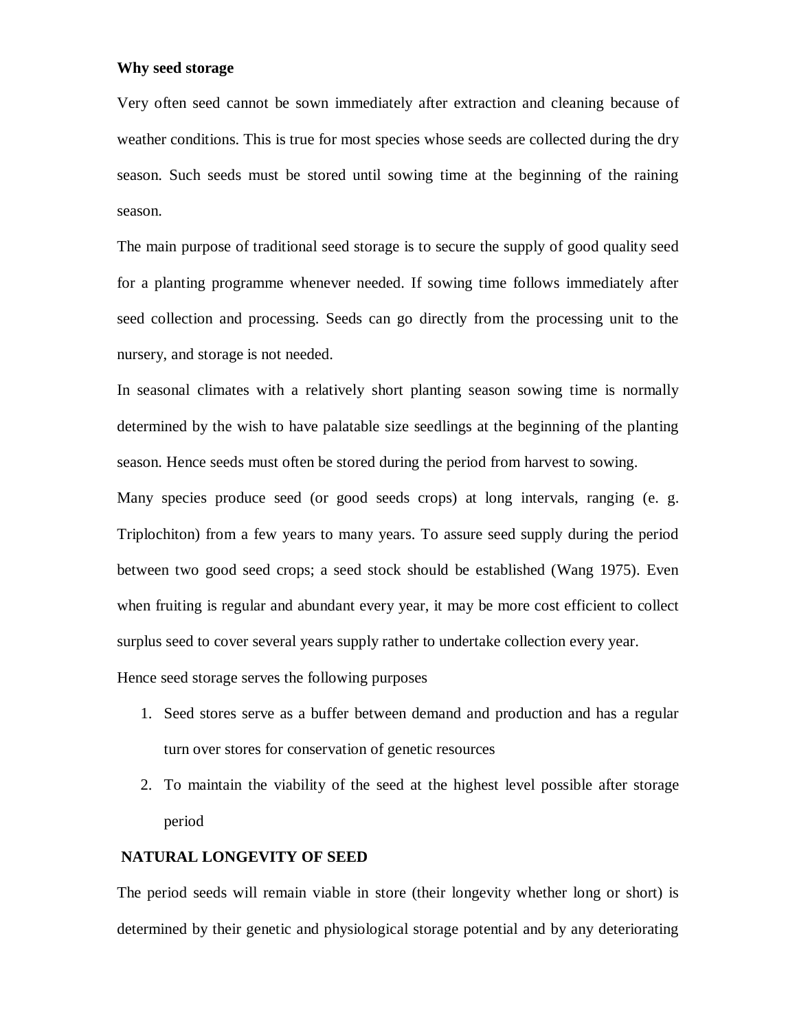**Why seed storage**

Very often seed cannot be sown immediately after extraction and cleaning because of weather conditions. This is true for most species whose seeds are collected during the dry season. Such seeds must be stored until sowing time at the beginning of the raining season.

The main purpose of traditional seed storage is to secure the supply of good quality seed for a planting programme whenever needed. If sowing time follows immediately after seed collection and processing. Seeds can go directly from the processing unit to the nursery, and storage is not needed.

In seasonal climates with a relatively short planting season sowing time is normally determined by the wish to have palatable size seedlings at the beginning of the planting season. Hence seeds must often be stored during the period from harvest to sowing.

Many species produce seed (or good seeds crops) at long intervals, ranging (e. g. Triplochiton) from a few years to many years. To assure seed supply during the period between two good seed crops; a seed stock should be established (Wang 1975). Even when fruiting is regular and abundant every year, it may be more cost efficient to collect surplus seed to cover several years supply rather to undertake collection every year.

Hence seed storage serves the following purposes

1. Seed stores serve as a buffer between demand and production and has a regular turn over stores for conservation of genetic resources
2. To maintain the viability of the seed at the highest level possible after storage period

**NATURAL LONGEVITY OF SEED**

The period seeds will remain viable in store (their longevity whether long or short) is determined by their genetic and physiological storage potential and by any deteriorating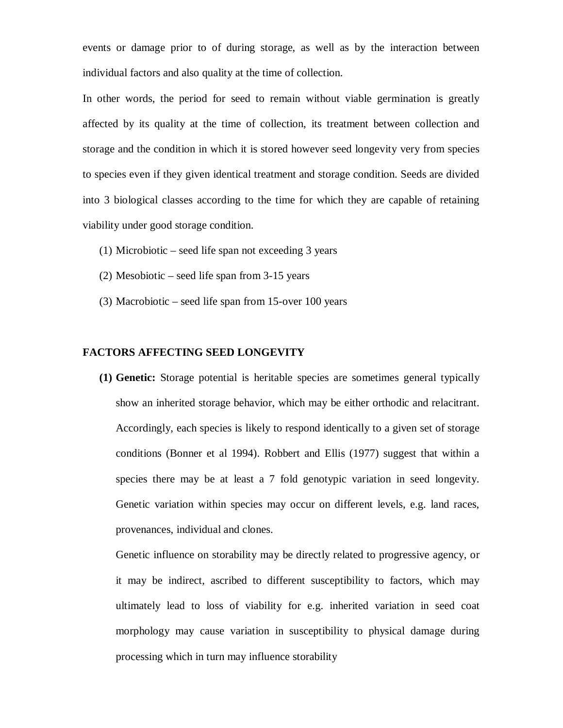events or damage prior to of during storage, as well as by the interaction between individual factors and also quality at the time of collection.

In other words, the period for seed to remain without viable germination is greatly affected by its quality at the time of collection, its treatment between collection and storage and the condition in which it is stored however seed longevity very from species to species even if they given identical treatment and storage condition. Seeds are divided into 3 biological classes according to the time for which they are capable of retaining viability under good storage condition.

(1) Microbiotic – seed life span not exceeding 3 years

(2) Mesobiotic – seed life span from 3-15 years

(3) Macrobiotic – seed life span from 15-over 100 years

**FACTORS AFFECTING SEED LONGEVITY**

**(1) Genetic:** Storage potential is heritable species are sometimes general typically show an inherited storage behavior, which may be either orthodic and relacitrant. Accordingly, each species is likely to respond identically to a given set of storage conditions (Bonner et al 1994). Robbert and Ellis (1977) suggest that within a species there may be at least a 7 fold genotypic variation in seed longevity. Genetic variation within species may occur on different levels, e.g. land races, provenances, individual and clones.

Genetic influence on storability may be directly related to progressive agency, or it may be indirect, ascribed to different susceptibility to factors, which may ultimately lead to loss of viability for e.g. inherited variation in seed coat morphology may cause variation in susceptibility to physical damage during processing which in turn may influence storability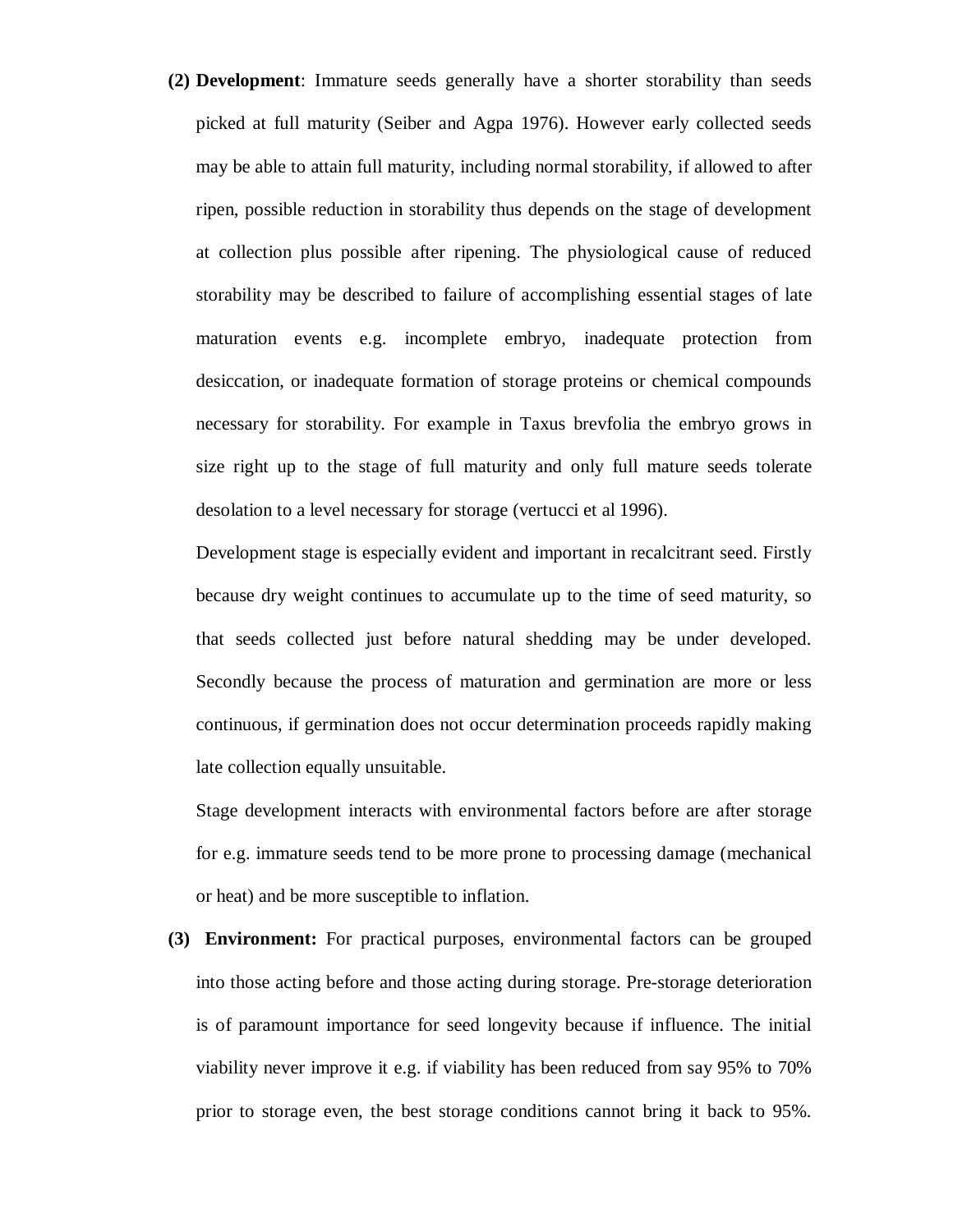**(2) Development**: Immature seeds generally have a shorter storability than seeds picked at full maturity (Seiber and Agpa 1976). However early collected seeds may be able to attain full maturity, including normal storability, if allowed to after ripen, possible reduction in storability thus depends on the stage of development at collection plus possible after ripening. The physiological cause of reduced storability may be described to failure of accomplishing essential stages of late maturation events e.g. incomplete embryo, inadequate protection from desiccation, or inadequate formation of storage proteins or chemical compounds necessary for storability. For example in Taxus brevfolia the embryo grows in size right up to the stage of full maturity and only full mature seeds tolerate desolation to a level necessary for storage (vertucci et al 1996).

Development stage is especially evident and important in recalcitrant seed. Firstly because dry weight continues to accumulate up to the time of seed maturity, so that seeds collected just before natural shedding may be under developed. Secondly because the process of maturation and germination are more or less continuous, if germination does not occur determination proceeds rapidly making late collection equally unsuitable.

Stage development interacts with environmental factors before are after storage for e.g. immature seeds tend to be more prone to processing damage (mechanical or heat) and be more susceptible to inflation.

**(3) Environment:** For practical purposes, environmental factors can be grouped into those acting before and those acting during storage. Pre-storage deterioration is of paramount importance for seed longevity because if influence. The initial viability never improve it e.g. if viability has been reduced from say 95% to 70% prior to storage even, the best storage conditions cannot bring it back to 95%.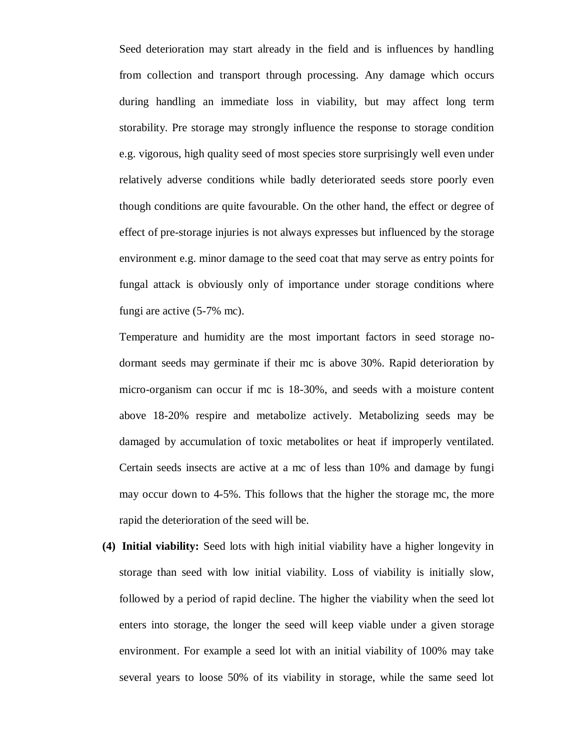Seed deterioration may start already in the field and is influences by handling from collection and transport through processing. Any damage which occurs during handling an immediate loss in viability, but may affect long term storability. Pre storage may strongly influence the response to storage condition e.g. vigorous, high quality seed of most species store surprisingly well even under relatively adverse conditions while badly deteriorated seeds store poorly even though conditions are quite favourable. On the other hand, the effect or degree of effect of pre-storage injuries is not always expresses but influenced by the storage environment e.g. minor damage to the seed coat that may serve as entry points for fungal attack is obviously only of importance under storage conditions where fungi are active (5-7% mc).

Temperature and humidity are the most important factors in seed storage no-dormant seeds may germinate if their mc is above 30%. Rapid deterioration by micro-organism can occur if mc is 18-30%, and seeds with a moisture content above 18-20% respire and metabolize actively. Metabolizing seeds may be damaged by accumulation of toxic metabolites or heat if improperly ventilated. Certain seeds insects are active at a mc of less than 10% and damage by fungi may occur down to 4-5%. This follows that the higher the storage mc, the more rapid the deterioration of the seed will be.

**(4) Initial viability:** Seed lots with high initial viability have a higher longevity in storage than seed with low initial viability. Loss of viability is initially slow, followed by a period of rapid decline. The higher the viability when the seed lot enters into storage, the longer the seed will keep viable under a given storage environment. For example a seed lot with an initial viability of 100% may take several years to loose 50% of its viability in storage, while the same seed lot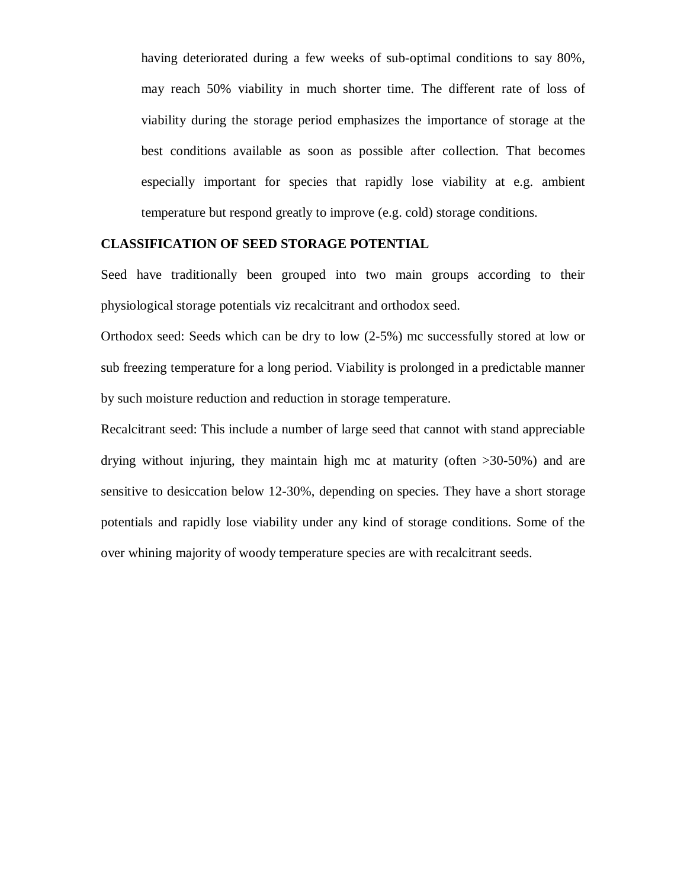having deteriorated during a few weeks of sub-optimal conditions to say 80%, may reach 50% viability in much shorter time. The different rate of loss of viability during the storage period emphasizes the importance of storage at the best conditions available as soon as possible after collection. That becomes especially important for species that rapidly lose viability at e.g. ambient temperature but respond greatly to improve (e.g. cold) storage conditions.

**CLASSIFICATION OF SEED STORAGE POTENTIAL**

Seed have traditionally been grouped into two main groups according to their physiological storage potentials viz recalcitrant and orthodox seed.

Orthodox seed: Seeds which can be dry to low (2-5%) mc successfully stored at low or sub freezing temperature for a long period. Viability is prolonged in a predictable manner by such moisture reduction and reduction in storage temperature.

Recalcitrant seed: This include a number of large seed that cannot with stand appreciable drying without injuring, they maintain high mc at maturity (often >30-50%) and are sensitive to desiccation below 12-30%, depending on species. They have a short storage potentials and rapidly lose viability under any kind of storage conditions. Some of the over whining majority of woody temperature species are with recalcitrant seeds.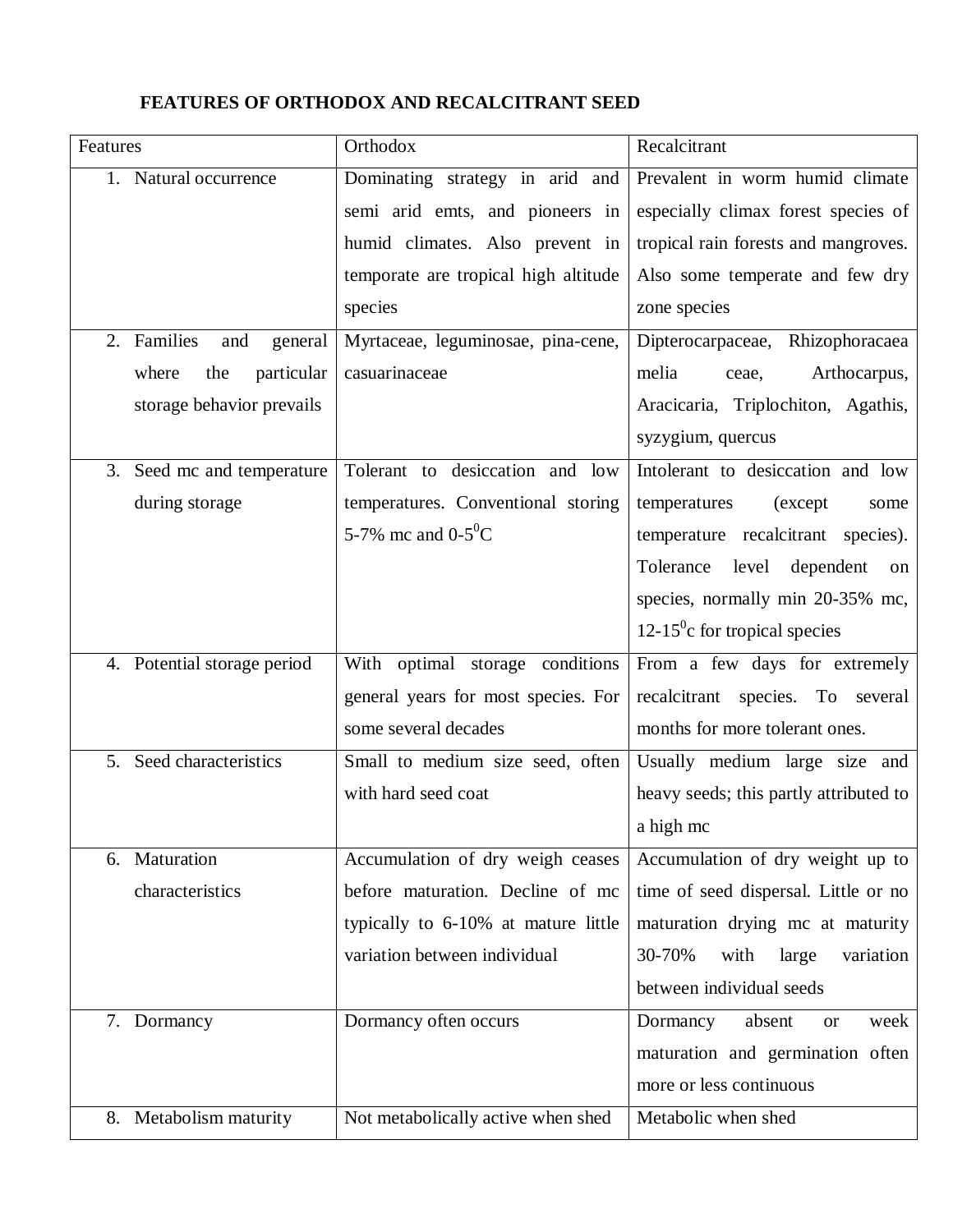### FEATURES OF ORTHODOX AND RECALCITRANT SEED

| Features | Orthodox | Recalcitrant |
|---|---|---|
| 1. Natural occurrence | Dominating strategy in arid and semi arid emts, and pioneers in humid climates. Also prevent in temporate are tropical high altitude species | Prevalent in worm humid climate especially climax forest species of tropical rain forests and mangroves. Also some temperate and few dry zone species |
| 2. Families and general where the particular storage behavior prevails | Myrtaceae, leguminosae, pina-cene, casuarinaceae | Dipterocarpaceae, Rhizophoracaea melia ceae, Arthocarpus, Aracicaria, Triplochiton, Agathis, syzygium, quercus |
| 3. Seed mc and temperature during storage | Tolerant to desiccation and low temperatures. Conventional storing 5-7% mc and 0-5$^0$C | Intolerant to desiccation and low temperatures (except some temperature recalcitrant species). Tolerance level dependent on species, normally min 20-35% mc, 12-15$^0$c for tropical species |
| 4. Potential storage period | With optimal storage conditions general years for most species. For some several decades | From a few days for extremely recalcitrant species. To several months for more tolerant ones. |
| 5. Seed characteristics | Small to medium size seed, often with hard seed coat | Usually medium large size and heavy seeds; this partly attributed to a high mc |
| 6. Maturation characteristics | Accumulation of dry weigh ceases before maturation. Decline of mc typically to 6-10% at mature little variation between individual | Accumulation of dry weight up to time of seed dispersal. Little or no maturation drying mc at maturity 30-70% with large variation between individual seeds |
| 7. Dormancy | Dormancy often occurs | Dormancy absent or week maturation and germination often more or less continuous |
| 8. Metabolism maturity | Not metabolically active when shed | Metabolic when shed |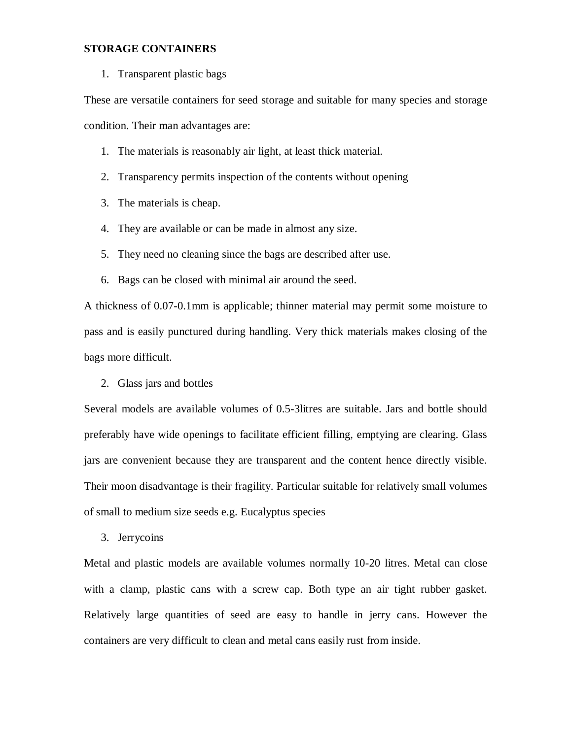**STORAGE CONTAINERS**

1. Transparent plastic bags

These are versatile containers for seed storage and suitable for many species and storage condition. Their man advantages are:

1. The materials is reasonably air light, at least thick material.
2. Transparency permits inspection of the contents without opening
3. The materials is cheap.
4. They are available or can be made in almost any size.
5. They need no cleaning since the bags are described after use.
6. Bags can be closed with minimal air around the seed.

A thickness of 0.07-0.1mm is applicable; thinner material may permit some moisture to pass and is easily punctured during handling. Very thick materials makes closing of the bags more difficult.

2. Glass jars and bottles

Several models are available volumes of 0.5-3litres are suitable. Jars and bottle should preferably have wide openings to facilitate efficient filling, emptying are clearing. Glass jars are convenient because they are transparent and the content hence directly visible. Their moon disadvantage is their fragility. Particular suitable for relatively small volumes of small to medium size seeds e.g. Eucalyptus species

3. Jerrycoins

Metal and plastic models are available volumes normally 10-20 litres. Metal can close with a clamp, plastic cans with a screw cap. Both type an air tight rubber gasket. Relatively large quantities of seed are easy to handle in jerry cans. However the containers are very difficult to clean and metal cans easily rust from inside.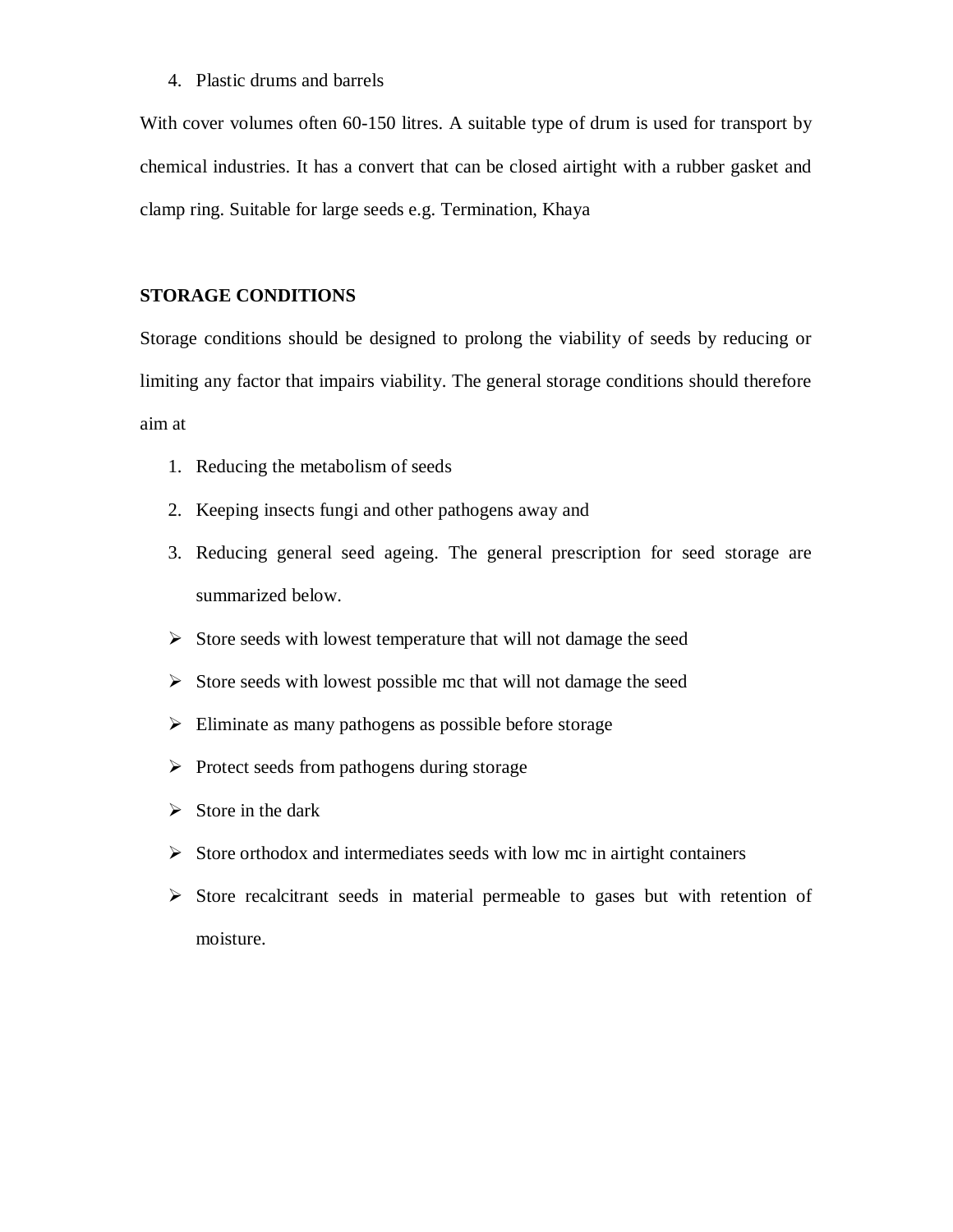4. Plastic drums and barrels

With cover volumes often 60-150 litres. A suitable type of drum is used for transport by chemical industries. It has a convert that can be closed airtight with a rubber gasket and clamp ring. Suitable for large seeds e.g. Termination, Khaya

**STORAGE CONDITIONS**

Storage conditions should be designed to prolong the viability of seeds by reducing or limiting any factor that impairs viability. The general storage conditions should therefore aim at

1. Reducing the metabolism of seeds
2. Keeping insects fungi and other pathogens away and
3. Reducing general seed ageing. The general prescription for seed storage are summarized below.

- Store seeds with lowest temperature that will not damage the seed
- Store seeds with lowest possible mc that will not damage the seed
- Eliminate as many pathogens as possible before storage
- Protect seeds from pathogens during storage
- Store in the dark
- Store orthodox and intermediates seeds with low mc in airtight containers
- Store recalcitrant seeds in material permeable to gases but with retention of moisture.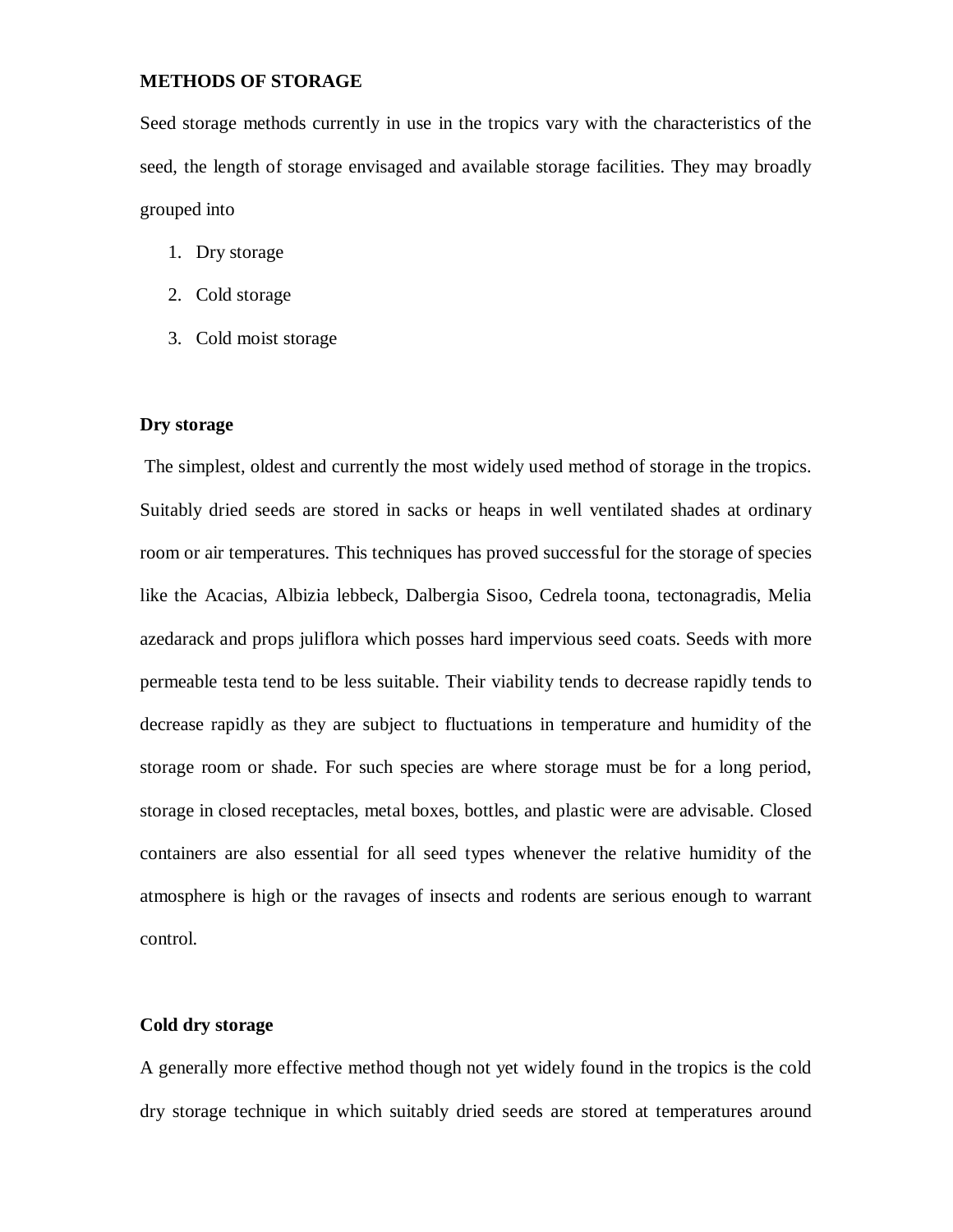**METHODS OF STORAGE**

Seed storage methods currently in use in the tropics vary with the characteristics of the seed, the length of storage envisaged and available storage facilities. They may broadly grouped into

1. Dry storage
2. Cold storage
3. Cold moist storage

**Dry storage**

The simplest, oldest and currently the most widely used method of storage in the tropics. Suitably dried seeds are stored in sacks or heaps in well ventilated shades at ordinary room or air temperatures. This techniques has proved successful for the storage of species like the Acacias, Albizia lebbeck, Dalbergia Sisoo, Cedrela toona, tectonagradis, Melia azedarack and props juliflora which posses hard impervious seed coats. Seeds with more permeable testa tend to be less suitable. Their viability tends to decrease rapidly tends to decrease rapidly as they are subject to fluctuations in temperature and humidity of the storage room or shade. For such species are where storage must be for a long period, storage in closed receptacles, metal boxes, bottles, and plastic were are advisable. Closed containers are also essential for all seed types whenever the relative humidity of the atmosphere is high or the ravages of insects and rodents are serious enough to warrant control.

**Cold dry storage**

A generally more effective method though not yet widely found in the tropics is the cold dry storage technique in which suitably dried seeds are stored at temperatures around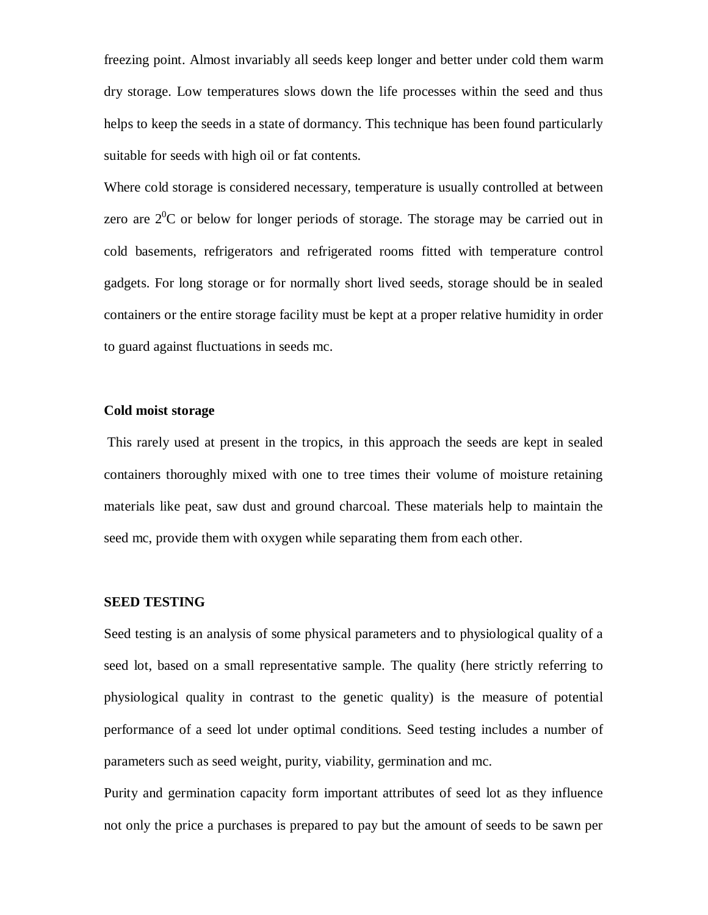freezing point. Almost invariably all seeds keep longer and better under cold them warm dry storage. Low temperatures slows down the life processes within the seed and thus helps to keep the seeds in a state of dormancy. This technique has been found particularly suitable for seeds with high oil or fat contents.

Where cold storage is considered necessary, temperature is usually controlled at between zero are $2^0$C or below for longer periods of storage. The storage may be carried out in cold basements, refrigerators and refrigerated rooms fitted with temperature control gadgets. For long storage or for normally short lived seeds, storage should be in sealed containers or the entire storage facility must be kept at a proper relative humidity in order to guard against fluctuations in seeds mc.

**Cold moist storage**

This rarely used at present in the tropics, in this approach the seeds are kept in sealed containers thoroughly mixed with one to tree times their volume of moisture retaining materials like peat, saw dust and ground charcoal. These materials help to maintain the seed mc, provide them with oxygen while separating them from each other.

**SEED TESTING**

Seed testing is an analysis of some physical parameters and to physiological quality of a seed lot, based on a small representative sample. The quality (here strictly referring to physiological quality in contrast to the genetic quality) is the measure of potential performance of a seed lot under optimal conditions. Seed testing includes a number of parameters such as seed weight, purity, viability, germination and mc.

Purity and germination capacity form important attributes of seed lot as they influence not only the price a purchases is prepared to pay but the amount of seeds to be sawn per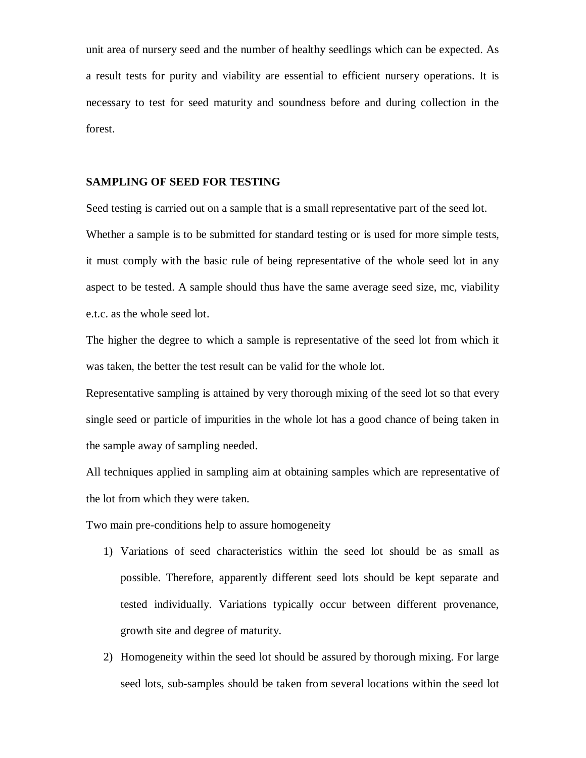unit area of nursery seed and the number of healthy seedlings which can be expected. As a result tests for purity and viability are essential to efficient nursery operations. It is necessary to test for seed maturity and soundness before and during collection in the forest.

**SAMPLING OF SEED FOR TESTING**

Seed testing is carried out on a sample that is a small representative part of the seed lot.

Whether a sample is to be submitted for standard testing or is used for more simple tests, it must comply with the basic rule of being representative of the whole seed lot in any aspect to be tested. A sample should thus have the same average seed size, mc, viability e.t.c. as the whole seed lot.

The higher the degree to which a sample is representative of the seed lot from which it was taken, the better the test result can be valid for the whole lot.

Representative sampling is attained by very thorough mixing of the seed lot so that every single seed or particle of impurities in the whole lot has a good chance of being taken in the sample away of sampling needed.

All techniques applied in sampling aim at obtaining samples which are representative of the lot from which they were taken.

Two main pre-conditions help to assure homogeneity

1) Variations of seed characteristics within the seed lot should be as small as possible. Therefore, apparently different seed lots should be kept separate and tested individually. Variations typically occur between different provenance, growth site and degree of maturity.
2) Homogeneity within the seed lot should be assured by thorough mixing. For large seed lots, sub-samples should be taken from several locations within the seed lot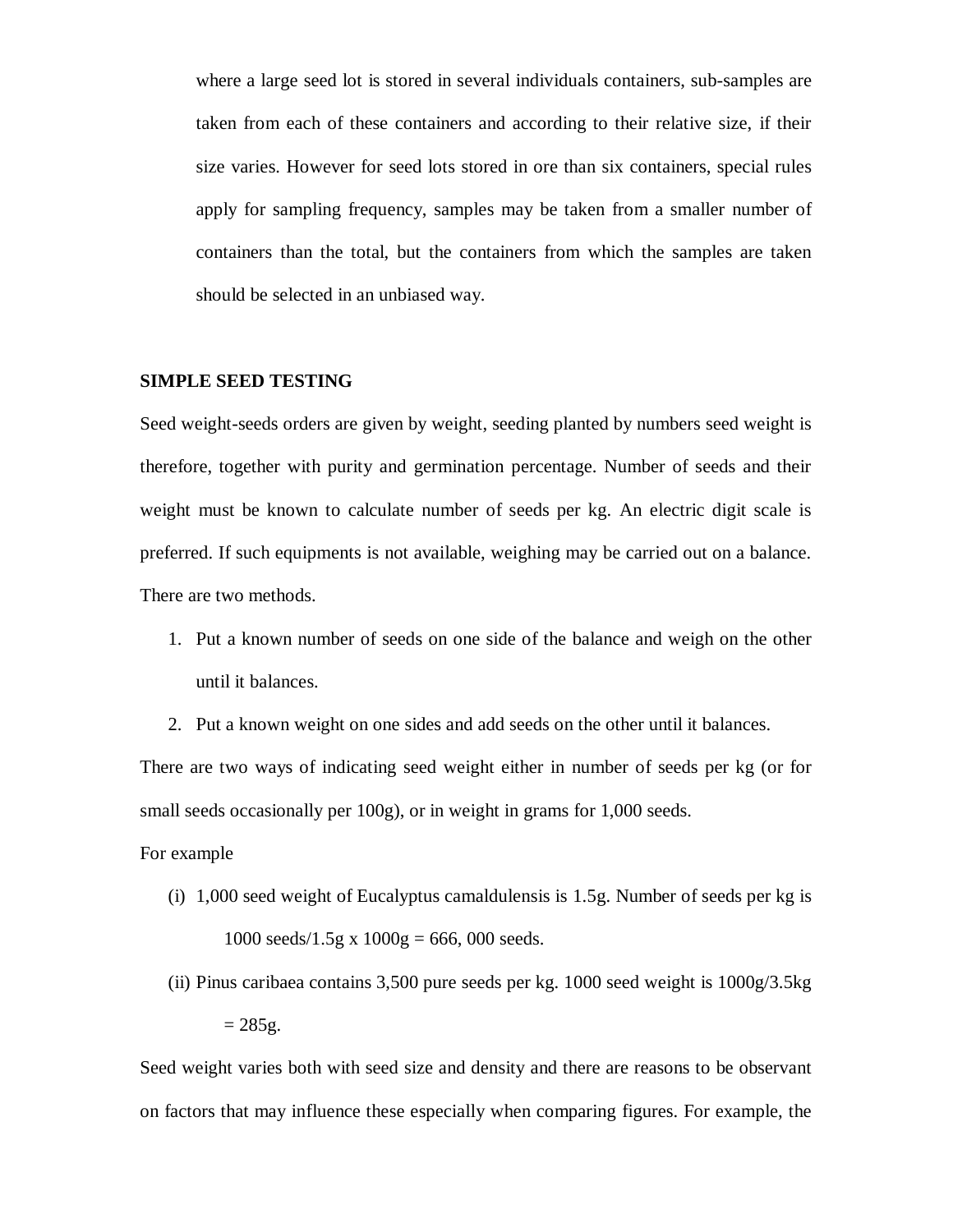where a large seed lot is stored in several individuals containers, sub-samples are taken from each of these containers and according to their relative size, if their size varies. However for seed lots stored in ore than six containers, special rules apply for sampling frequency, samples may be taken from a smaller number of containers than the total, but the containers from which the samples are taken should be selected in an unbiased way.

## SIMPLE SEED TESTING

Seed weight-seeds orders are given by weight, seeding planted by numbers seed weight is therefore, together with purity and germination percentage. Number of seeds and their weight must be known to calculate number of seeds per kg. An electric digit scale is preferred. If such equipments is not available, weighing may be carried out on a balance. There are two methods.

1. Put a known number of seeds on one side of the balance and weigh on the other until it balances.
2. Put a known weight on one sides and add seeds on the other until it balances.

There are two ways of indicating seed weight either in number of seeds per kg (or for small seeds occasionally per 100g), or in weight in grams for 1,000 seeds.

For example

(i) 1,000 seed weight of Eucalyptus camaldulensis is 1.5g. Number of seeds per kg is

1000 seeds/1.5g x 1000g = 666, 000 seeds.

(ii) Pinus caribaea contains 3,500 pure seeds per kg. 1000 seed weight is 1000g/3.5kg

= 285g.

Seed weight varies both with seed size and density and there are reasons to be observant on factors that may influence these especially when comparing figures. For example, the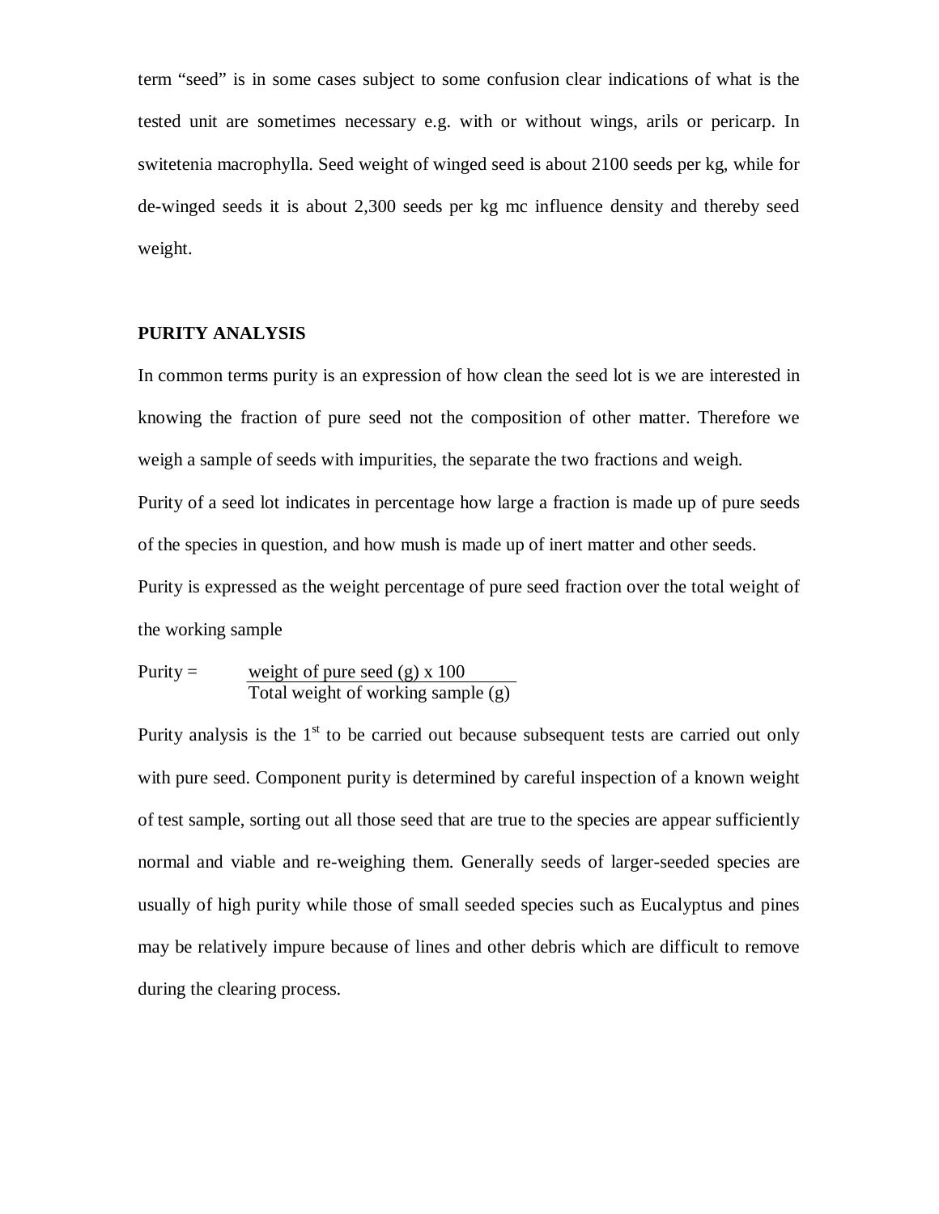term "seed" is in some cases subject to some confusion clear indications of what is the tested unit are sometimes necessary e.g. with or without wings, arils or pericarp. In switetenia macrophylla. Seed weight of winged seed is about 2100 seeds per kg, while for de-winged seeds it is about 2,300 seeds per kg mc influence density and thereby seed weight.

## PURITY ANALYSIS

In common terms purity is an expression of how clean the seed lot is we are interested in knowing the fraction of pure seed not the composition of other matter. Therefore we weigh a sample of seeds with impurities, the separate the two fractions and weigh.

Purity of a seed lot indicates in percentage how large a fraction is made up of pure seeds of the species in question, and how mush is made up of inert matter and other seeds.

Purity is expressed as the weight percentage of pure seed fraction over the total weight of the working sample

$$\text{Purity} = \frac{\text{weight of pure seed (g)} \times 100}{\text{Total weight of working sample (g)}}$$

Purity analysis is the 1st to be carried out because subsequent tests are carried out only with pure seed. Component purity is determined by careful inspection of a known weight of test sample, sorting out all those seed that are true to the species are appear sufficiently normal and viable and re-weighing them. Generally seeds of larger-seeded species are usually of high purity while those of small seeded species such as Eucalyptus and pines may be relatively impure because of lines and other debris which are difficult to remove during the clearing process.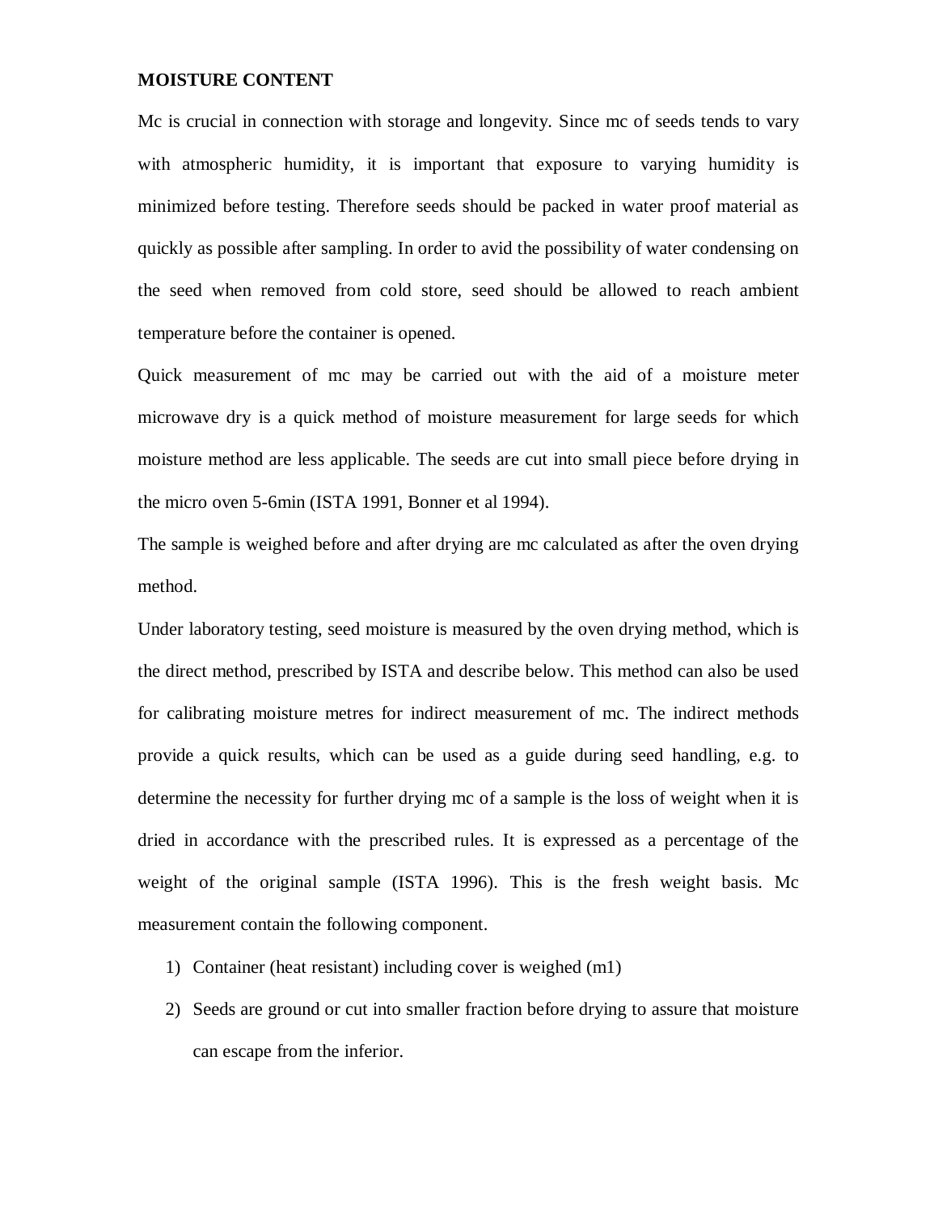**MOISTURE CONTENT**

Mc is crucial in connection with storage and longevity. Since mc of seeds tends to vary with atmospheric humidity, it is important that exposure to varying humidity is minimized before testing. Therefore seeds should be packed in water proof material as quickly as possible after sampling. In order to avid the possibility of water condensing on the seed when removed from cold store, seed should be allowed to reach ambient temperature before the container is opened.

Quick measurement of mc may be carried out with the aid of a moisture meter microwave dry is a quick method of moisture measurement for large seeds for which moisture method are less applicable. The seeds are cut into small piece before drying in the micro oven 5-6min (ISTA 1991, Bonner et al 1994).

The sample is weighed before and after drying are mc calculated as after the oven drying method.

Under laboratory testing, seed moisture is measured by the oven drying method, which is the direct method, prescribed by ISTA and describe below. This method can also be used for calibrating moisture metres for indirect measurement of mc. The indirect methods provide a quick results, which can be used as a guide during seed handling, e.g. to determine the necessity for further drying mc of a sample is the loss of weight when it is dried in accordance with the prescribed rules. It is expressed as a percentage of the weight of the original sample (ISTA 1996). This is the fresh weight basis. Mc measurement contain the following component.

1) Container (heat resistant) including cover is weighed (m1)
2) Seeds are ground or cut into smaller fraction before drying to assure that moisture can escape from the inferior.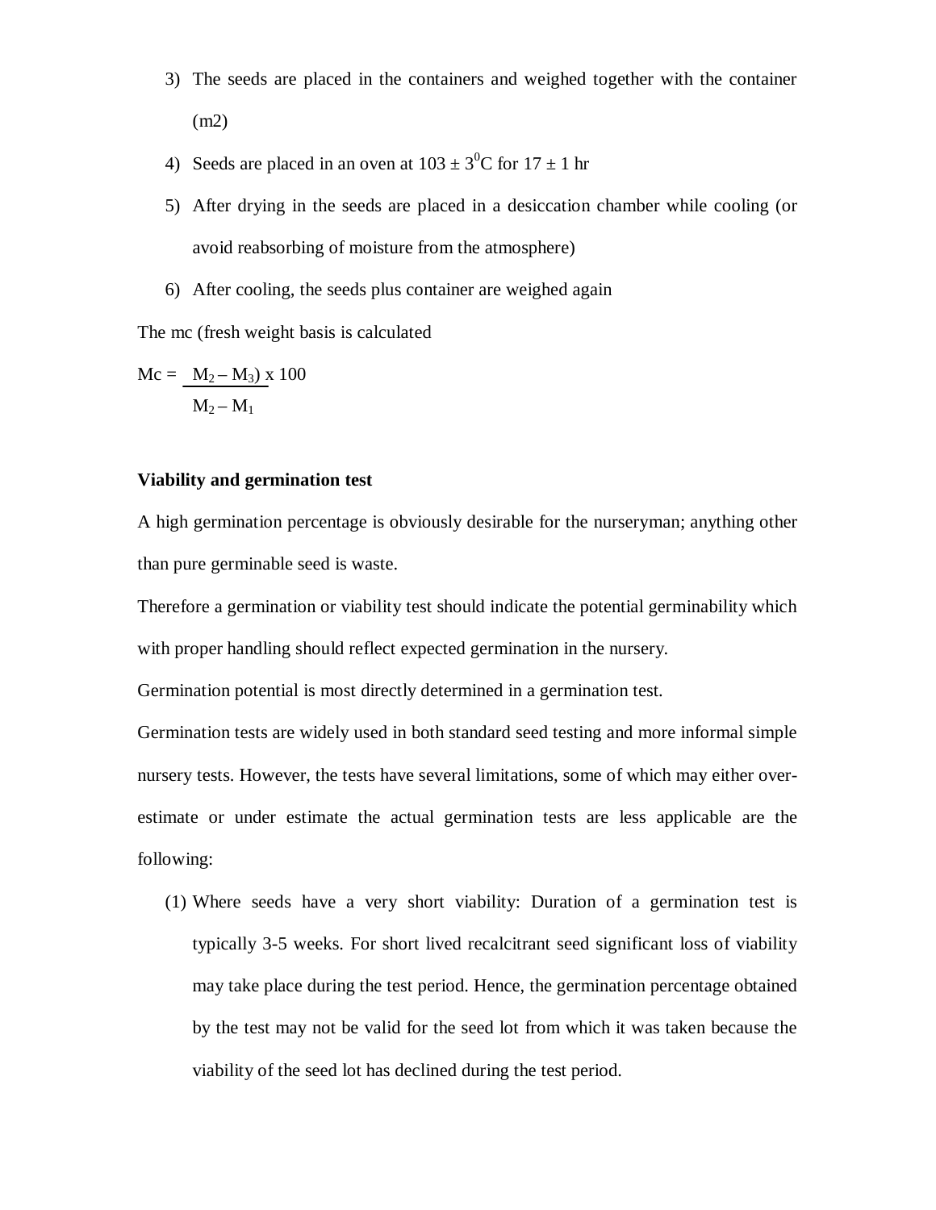3) The seeds are placed in the containers and weighed together with the container (m2)

4) Seeds are placed in an oven at $103 \pm 3^0$C for $17 \pm 1$ hr

5) After drying in the seeds are placed in a desiccation chamber while cooling (or avoid reabsorbing of moisture from the atmosphere)

6) After cooling, the seeds plus container are weighed again

The mc (fresh weight basis is calculated

$$Mc = \frac{M_2 - M_3) \times 100}{M_2 - M_1}$$

**Viability and germination test**

A high germination percentage is obviously desirable for the nurseryman; anything other than pure germinable seed is waste.

Therefore a germination or viability test should indicate the potential germinability which with proper handling should reflect expected germination in the nursery.

Germination potential is most directly determined in a germination test.

Germination tests are widely used in both standard seed testing and more informal simple nursery tests. However, the tests have several limitations, some of which may either over-estimate or under estimate the actual germination tests are less applicable are the following:

(1) Where seeds have a very short viability: Duration of a germination test is typically 3-5 weeks. For short lived recalcitrant seed significant loss of viability may take place during the test period. Hence, the germination percentage obtained by the test may not be valid for the seed lot from which it was taken because the viability of the seed lot has declined during the test period.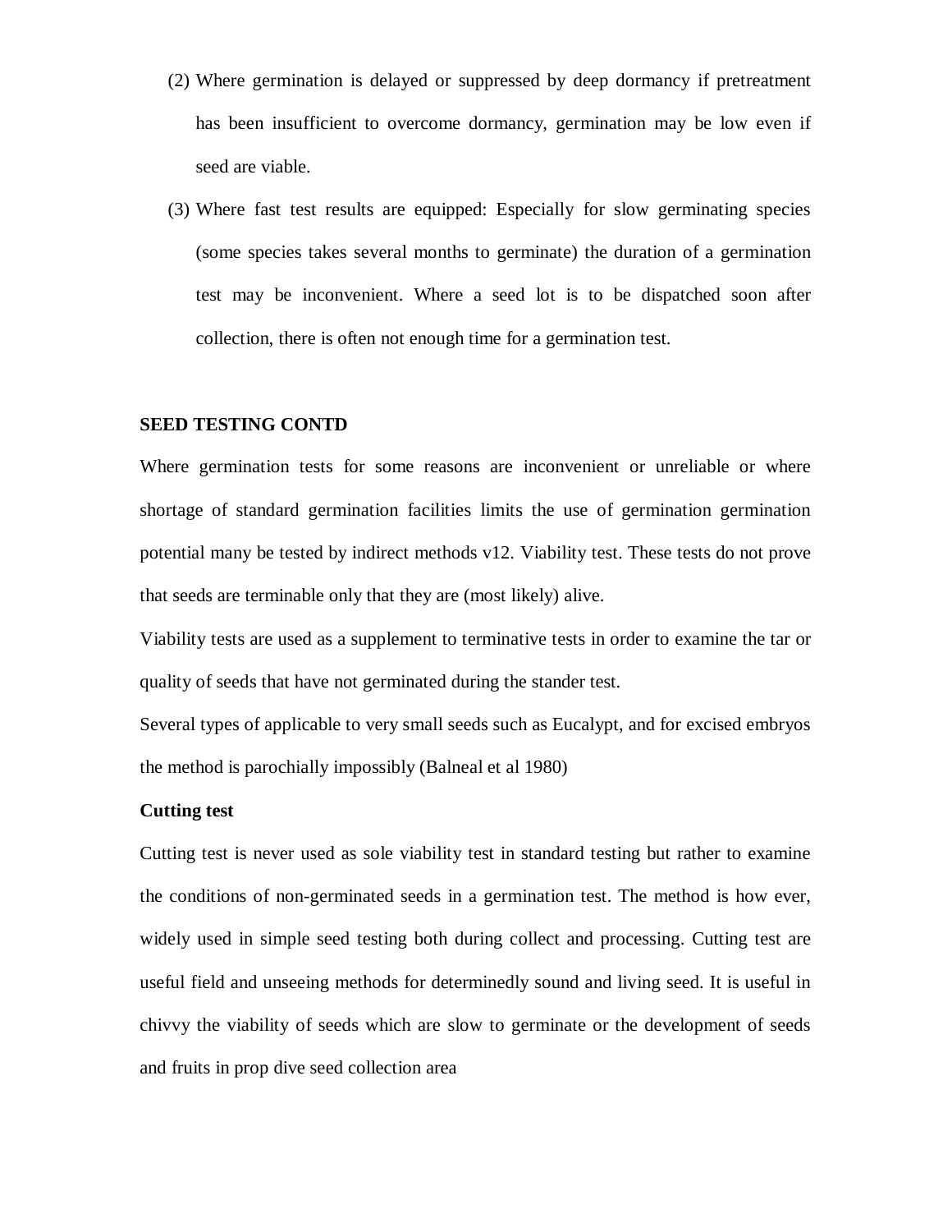(2) Where germination is delayed or suppressed by deep dormancy if pretreatment has been insufficient to overcome dormancy, germination may be low even if seed are viable.

(3) Where fast test results are equipped: Especially for slow germinating species (some species takes several months to germinate) the duration of a germination test may be inconvenient. Where a seed lot is to be dispatched soon after collection, there is often not enough time for a germination test.

**SEED TESTING CONTD**

Where germination tests for some reasons are inconvenient or unreliable or where shortage of standard germination facilities limits the use of germination germination potential many be tested by indirect methods v12. Viability test. These tests do not prove that seeds are terminable only that they are (most likely) alive.

Viability tests are used as a supplement to terminative tests in order to examine the tar or quality of seeds that have not germinated during the stander test.

Several types of applicable to very small seeds such as Eucalypt, and for excised embryos the method is parochially impossibly (Balneal et al 1980)

**Cutting test**

Cutting test is never used as sole viability test in standard testing but rather to examine the conditions of non-germinated seeds in a germination test. The method is how ever, widely used in simple seed testing both during collect and processing. Cutting test are useful field and unseeing methods for determinedly sound and living seed. It is useful in chivvy the viability of seeds which are slow to germinate or the development of seeds and fruits in prop dive seed collection area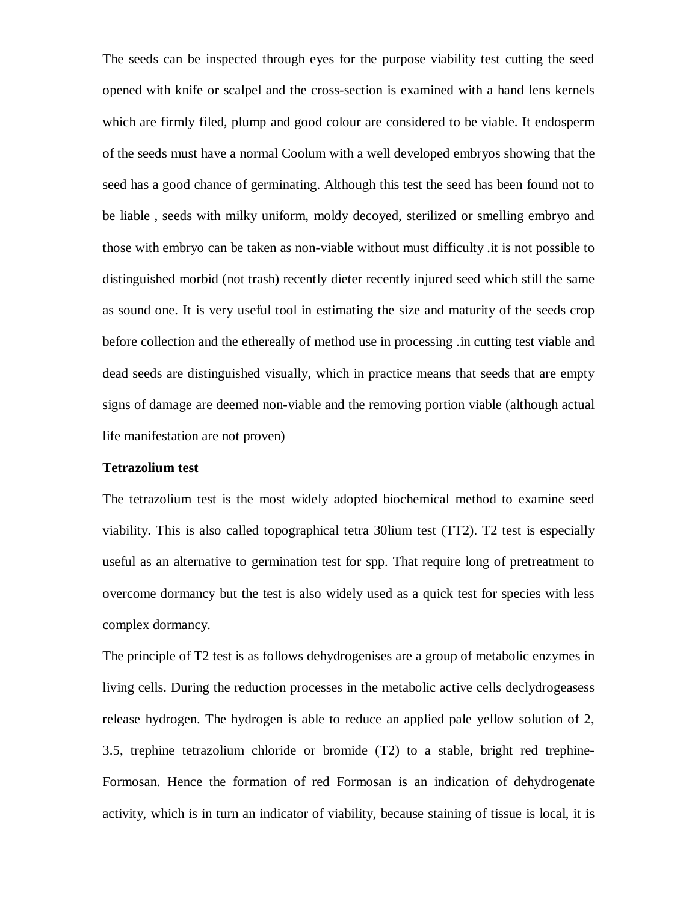The seeds can be inspected through eyes for the purpose viability test cutting the seed opened with knife or scalpel and the cross-section is examined with a hand lens kernels which are firmly filed, plump and good colour are considered to be viable. It endosperm of the seeds must have a normal Coolum with a well developed embryos showing that the seed has a good chance of germinating. Although this test the seed has been found not to be liable , seeds with milky uniform, moldy decoyed, sterilized or smelling embryo and those with embryo can be taken as non-viable without must difficulty .it is not possible to distinguished morbid (not trash) recently dieter recently injured seed which still the same as sound one. It is very useful tool in estimating the size and maturity of the seeds crop before collection and the ethereally of method use in processing .in cutting test viable and dead seeds are distinguished visually, which in practice means that seeds that are empty signs of damage are deemed non-viable and the removing portion viable (although actual life manifestation are not proven)

**Tetrazolium test**

The tetrazolium test is the most widely adopted biochemical method to examine seed viability. This is also called topographical tetra 30lium test (TT2). T2 test is especially useful as an alternative to germination test for spp. That require long of pretreatment to overcome dormancy but the test is also widely used as a quick test for species with less complex dormancy.

The principle of T2 test is as follows dehydrogenises are a group of metabolic enzymes in living cells. During the reduction processes in the metabolic active cells declydrogeasess release hydrogen. The hydrogen is able to reduce an applied pale yellow solution of 2, 3.5, trephine tetrazolium chloride or bromide (T2) to a stable, bright red trephine-Formosan. Hence the formation of red Formosan is an indication of dehydrogenate activity, which is in turn an indicator of viability, because staining of tissue is local, it is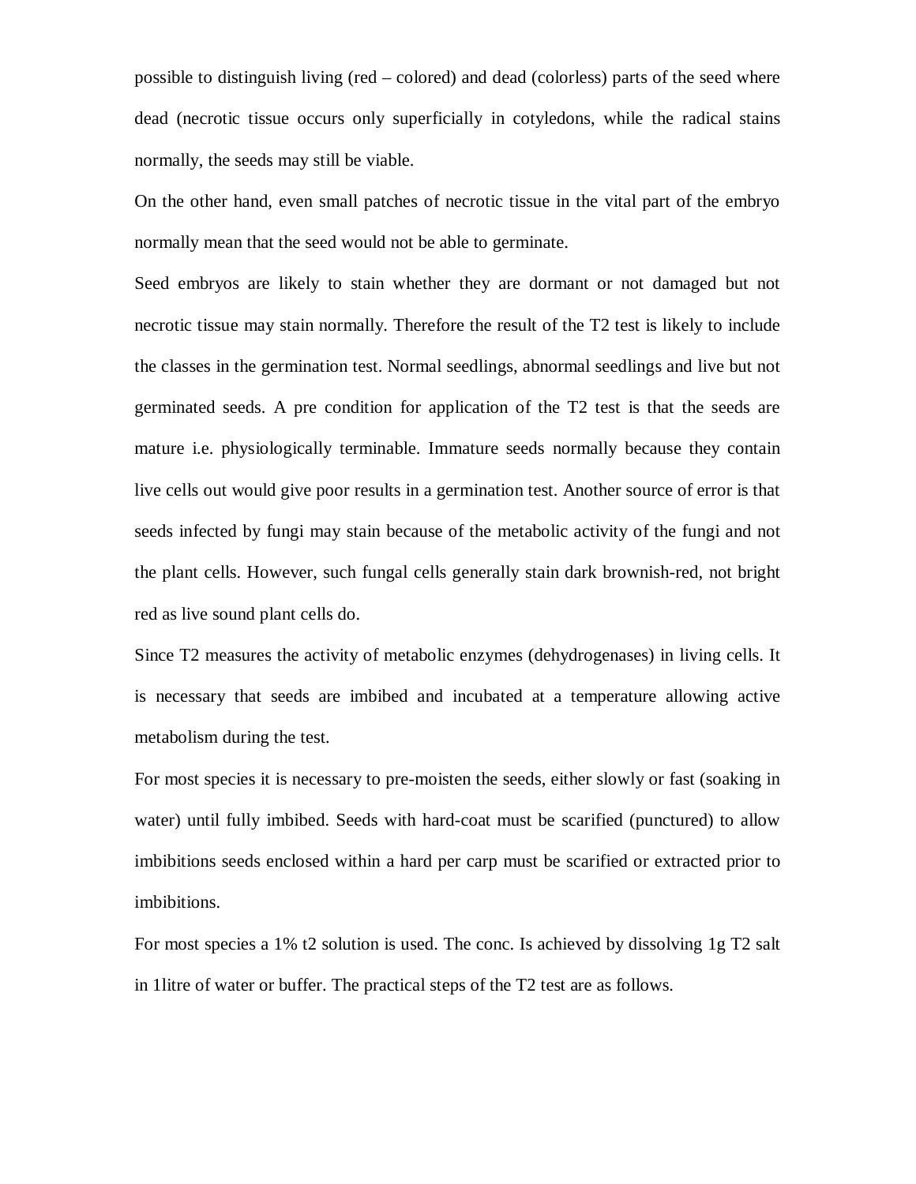possible to distinguish living (red – colored) and dead (colorless) parts of the seed where dead (necrotic tissue occurs only superficially in cotyledons, while the radical stains normally, the seeds may still be viable.

On the other hand, even small patches of necrotic tissue in the vital part of the embryo normally mean that the seed would not be able to germinate.

Seed embryos are likely to stain whether they are dormant or not damaged but not necrotic tissue may stain normally. Therefore the result of the T2 test is likely to include the classes in the germination test. Normal seedlings, abnormal seedlings and live but not germinated seeds. A pre condition for application of the T2 test is that the seeds are mature i.e. physiologically terminable. Immature seeds normally because they contain live cells out would give poor results in a germination test. Another source of error is that seeds infected by fungi may stain because of the metabolic activity of the fungi and not the plant cells. However, such fungal cells generally stain dark brownish-red, not bright red as live sound plant cells do.

Since T2 measures the activity of metabolic enzymes (dehydrogenases) in living cells. It is necessary that seeds are imbibed and incubated at a temperature allowing active metabolism during the test.

For most species it is necessary to pre-moisten the seeds, either slowly or fast (soaking in water) until fully imbibed. Seeds with hard-coat must be scarified (punctured) to allow imbibitions seeds enclosed within a hard per carp must be scarified or extracted prior to imbibitions.

For most species a 1% t2 solution is used. The conc. Is achieved by dissolving 1g T2 salt in 1litre of water or buffer. The practical steps of the T2 test are as follows.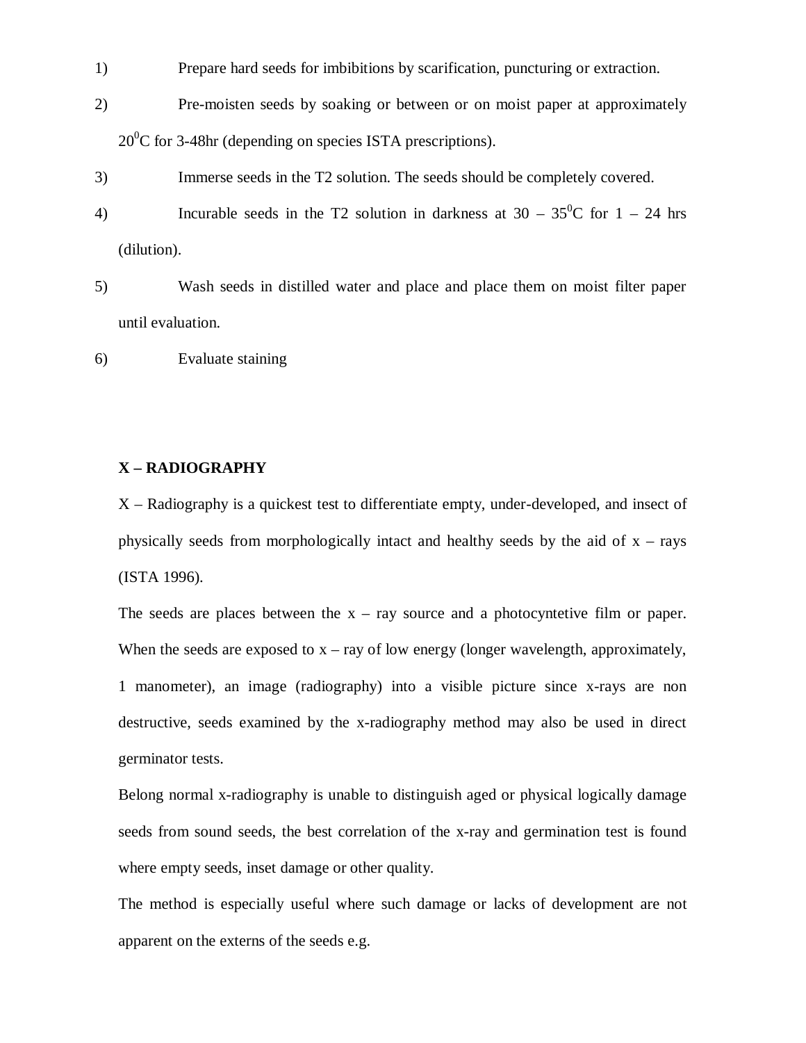1) Prepare hard seeds for imbibitions by scarification, puncturing or extraction.

2) Pre-moisten seeds by soaking or between or on moist paper at approximately $20^0$C for 3-48hr (depending on species ISTA prescriptions).

3) Immerse seeds in the T2 solution. The seeds should be completely covered.

4) Incurable seeds in the T2 solution in darkness at 30 – $35^0$C for 1 – 24 hrs (dilution).

5) Wash seeds in distilled water and place and place them on moist filter paper until evaluation.

6) Evaluate staining

**X – RADIOGRAPHY**

X – Radiography is a quickest test to differentiate empty, under-developed, and insect of physically seeds from morphologically intact and healthy seeds by the aid of x – rays (ISTA 1996).

The seeds are places between the x – ray source and a photocyntetive film or paper. When the seeds are exposed to x – ray of low energy (longer wavelength, approximately, 1 manometer), an image (radiography) into a visible picture since x-rays are non destructive, seeds examined by the x-radiography method may also be used in direct germinator tests.

Belong normal x-radiography is unable to distinguish aged or physical logically damage seeds from sound seeds, the best correlation of the x-ray and germination test is found where empty seeds, inset damage or other quality.

The method is especially useful where such damage or lacks of development are not apparent on the externs of the seeds e.g.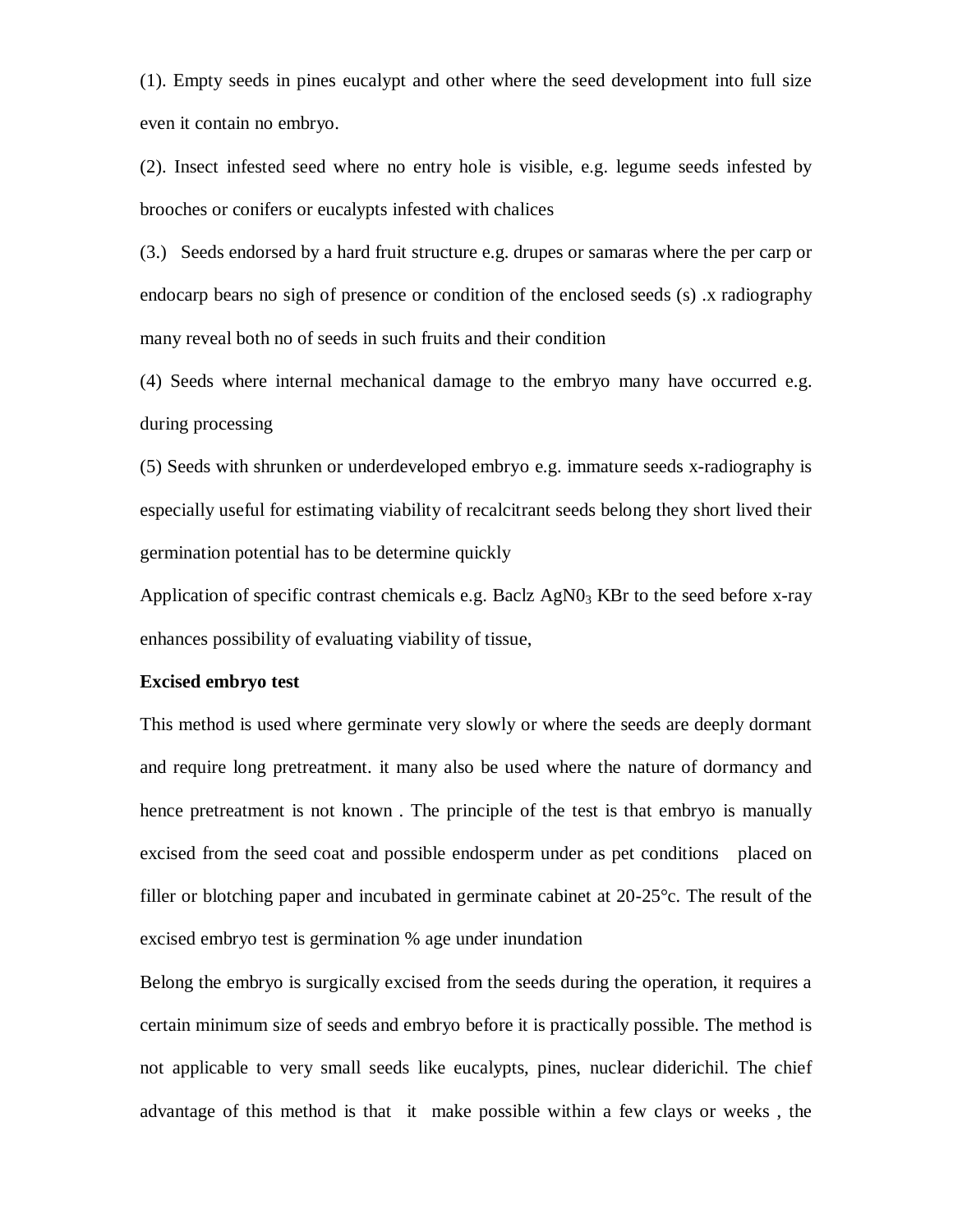(1). Empty seeds in pines eucalypt and other where the seed development into full size even it contain no embryo.

(2). Insect infested seed where no entry hole is visible, e.g. legume seeds infested by brooches or conifers or eucalypts infested with chalices

(3.) Seeds endorsed by a hard fruit structure e.g. drupes or samaras where the per carp or endocarp bears no sigh of presence or condition of the enclosed seeds (s) .x radiography many reveal both no of seeds in such fruits and their condition

(4) Seeds where internal mechanical damage to the embryo many have occurred e.g. during processing

(5) Seeds with shrunken or underdeveloped embryo e.g. immature seeds x-radiography is especially useful for estimating viability of recalcitrant seeds belong they short lived their germination potential has to be determine quickly

Application of specific contrast chemicals e.g. Baclz $AgN0_3$ KBr to the seed before x-ray enhances possibility of evaluating viability of tissue,

**Excised embryo test**

This method is used where germinate very slowly or where the seeds are deeply dormant and require long pretreatment. it many also be used where the nature of dormancy and hence pretreatment is not known . The principle of the test is that embryo is manually excised from the seed coat and possible endosperm under as pet conditions placed on filler or blotching paper and incubated in germinate cabinet at 20-25°c. The result of the excised embryo test is germination % age under inundation

Belong the embryo is surgically excised from the seeds during the operation, it requires a certain minimum size of seeds and embryo before it is practically possible. The method is not applicable to very small seeds like eucalypts, pines, nuclear diderichil. The chief advantage of this method is that it make possible within a few clays or weeks , the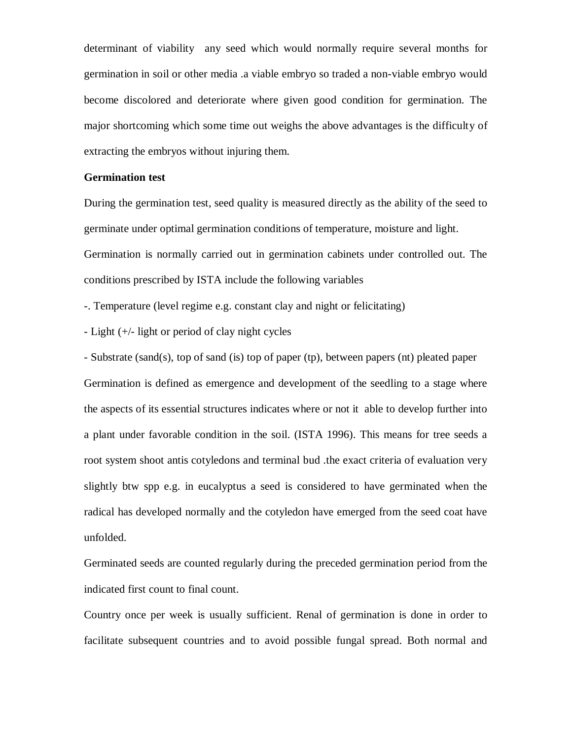determinant of viability any seed which would normally require several months for germination in soil or other media .a viable embryo so traded a non-viable embryo would become discolored and deteriorate where given good condition for germination. The major shortcoming which some time out weighs the above advantages is the difficulty of extracting the embryos without injuring them.

**Germination test**

During the germination test, seed quality is measured directly as the ability of the seed to germinate under optimal germination conditions of temperature, moisture and light.

Germination is normally carried out in germination cabinets under controlled out. The conditions prescribed by ISTA include the following variables

-. Temperature (level regime e.g. constant clay and night or felicitating)

- Light (+/- light or period of clay night cycles

- Substrate (sand(s), top of sand (is) top of paper (tp), between papers (nt) pleated paper

Germination is defined as emergence and development of the seedling to a stage where the aspects of its essential structures indicates where or not it able to develop further into a plant under favorable condition in the soil. (ISTA 1996). This means for tree seeds a root system shoot antis cotyledons and terminal bud .the exact criteria of evaluation very slightly btw spp e.g. in eucalyptus a seed is considered to have germinated when the radical has developed normally and the cotyledon have emerged from the seed coat have unfolded.

Germinated seeds are counted regularly during the preceded germination period from the indicated first count to final count.

Country once per week is usually sufficient. Renal of germination is done in order to facilitate subsequent countries and to avoid possible fungal spread. Both normal and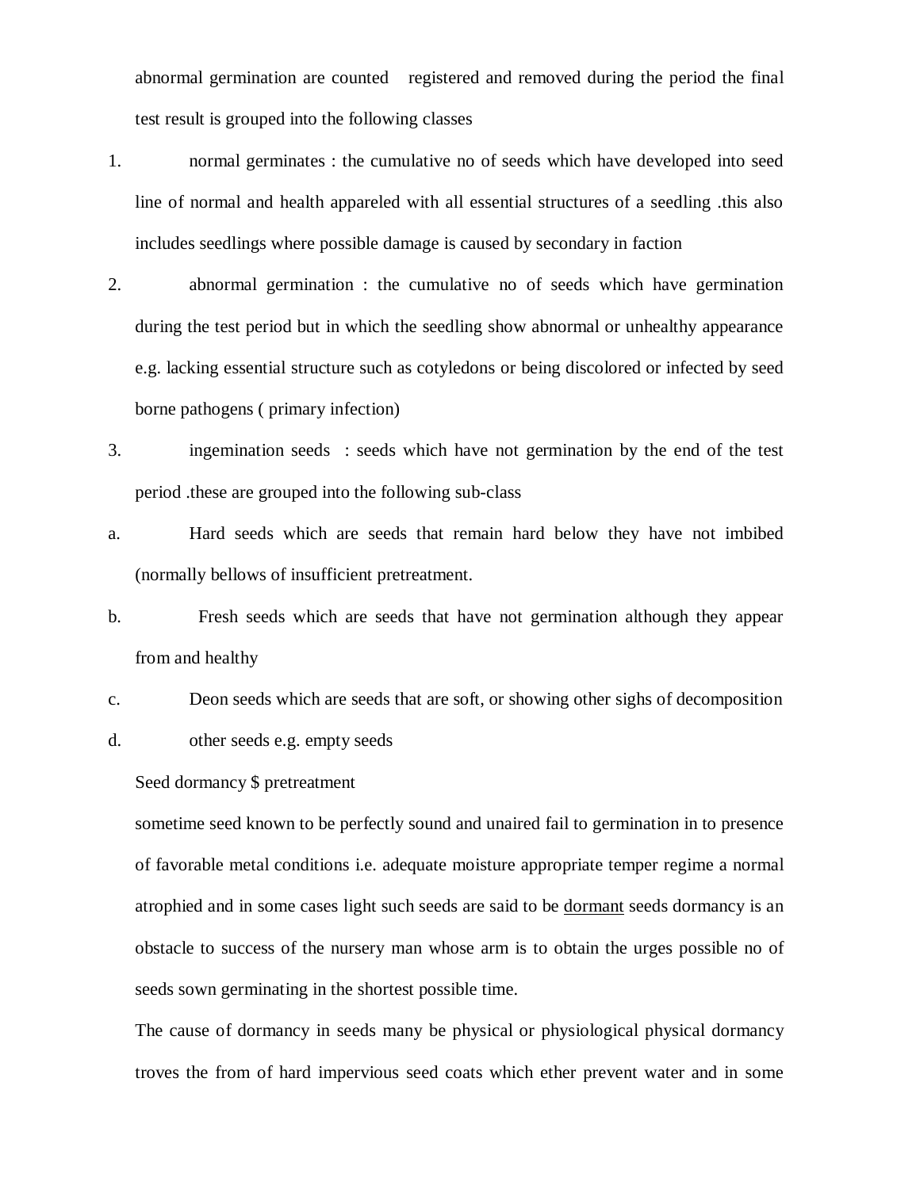abnormal germination are counted registered and removed during the period the final test result is grouped into the following classes

1. normal germinates : the cumulative no of seeds which have developed into seed line of normal and health appareled with all essential structures of a seedling .this also includes seedlings where possible damage is caused by secondary in faction
2. abnormal germination : the cumulative no of seeds which have germination during the test period but in which the seedling show abnormal or unhealthy appearance e.g. lacking essential structure such as cotyledons or being discolored or infected by seed borne pathogens ( primary infection)
3. ingemination seeds : seeds which have not germination by the end of the test period .these are grouped into the following sub-class

a. Hard seeds which are seeds that remain hard below they have not imbibed (normally bellows of insufficient pretreatment.

b. Fresh seeds which are seeds that have not germination although they appear from and healthy

c. Deon seeds which are seeds that are soft, or showing other sighs of decomposition

d. other seeds e.g. empty seeds

Seed dormancy $ pretreatment

sometime seed known to be perfectly sound and unaired fail to germination in to presence of favorable metal conditions i.e. adequate moisture appropriate temper regime a normal atrophied and in some cases light such seeds are said to be <u>dormant</u> seeds dormancy is an obstacle to success of the nursery man whose arm is to obtain the urges possible no of seeds sown germinating in the shortest possible time.

The cause of dormancy in seeds many be physical or physiological physical dormancy troves the from of hard impervious seed coats which ether prevent water and in some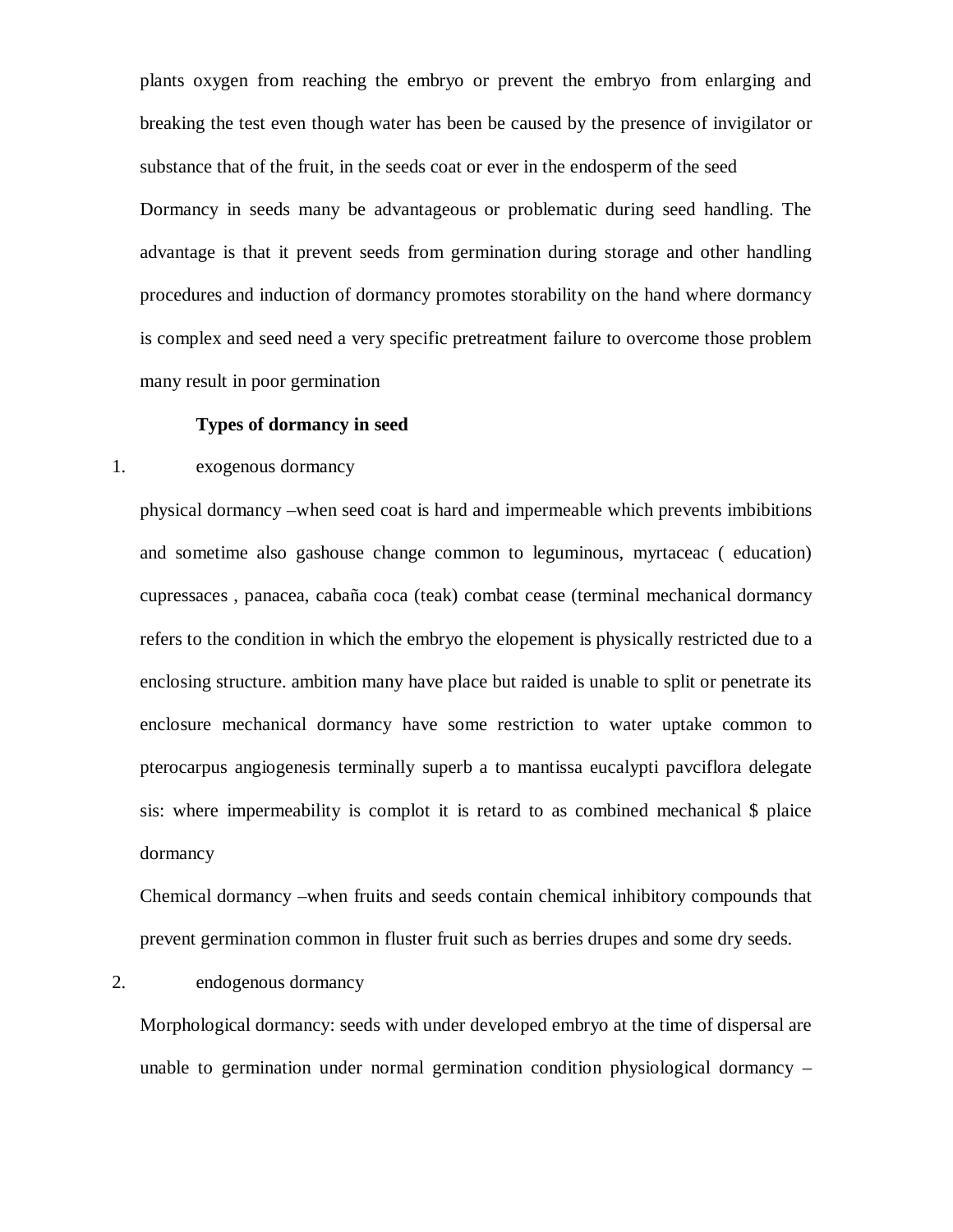plants oxygen from reaching the embryo or prevent the embryo from enlarging and breaking the test even though water has been be caused by the presence of invigilator or substance that of the fruit, in the seeds coat or ever in the endosperm of the seed

Dormancy in seeds many be advantageous or problematic during seed handling. The advantage is that it prevent seeds from germination during storage and other handling procedures and induction of dormancy promotes storability on the hand where dormancy is complex and seed need a very specific pretreatment failure to overcome those problem many result in poor germination

**Types of dormancy in seed**

1. exogenous dormancy

physical dormancy –when seed coat is hard and impermeable which prevents imbibitions and sometime also gashouse change common to leguminous, myrtaceac ( education) cupressaces , panacea, cabaña coca (teak) combat cease (terminal mechanical dormancy refers to the condition in which the embryo the elopement is physically restricted due to a enclosing structure. ambition many have place but raided is unable to split or penetrate its enclosure mechanical dormancy have some restriction to water uptake common to pterocarpus angiogenesis terminally superb a to mantissa eucalypti pavciflora delegate sis: where impermeability is complot it is retard to as combined mechanical $ plaice dormancy

Chemical dormancy –when fruits and seeds contain chemical inhibitory compounds that prevent germination common in fluster fruit such as berries drupes and some dry seeds.

2. endogenous dormancy

Morphological dormancy: seeds with under developed embryo at the time of dispersal are unable to germination under normal germination condition physiological dormancy –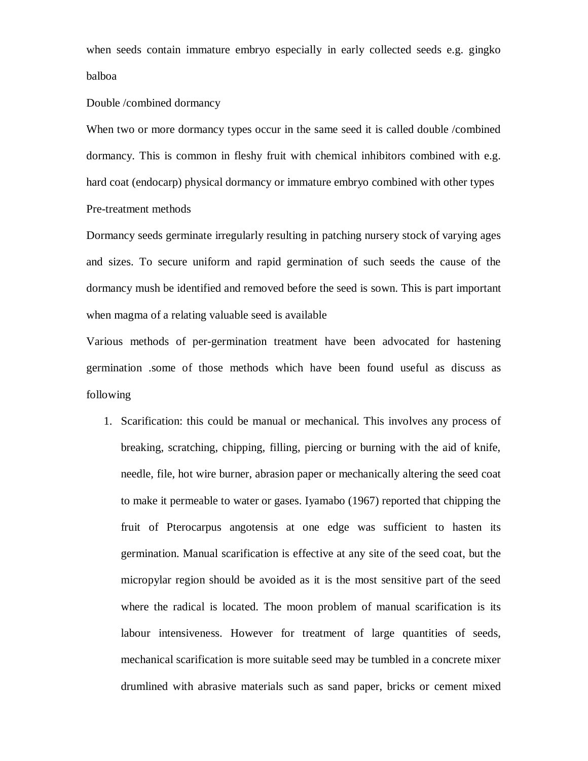when seeds contain immature embryo especially in early collected seeds e.g. gingko balboa

Double /combined dormancy

When two or more dormancy types occur in the same seed it is called double /combined dormancy. This is common in fleshy fruit with chemical inhibitors combined with e.g. hard coat (endocarp) physical dormancy or immature embryo combined with other types

Pre-treatment methods

Dormancy seeds germinate irregularly resulting in patching nursery stock of varying ages and sizes. To secure uniform and rapid germination of such seeds the cause of the dormancy mush be identified and removed before the seed is sown. This is part important when magma of a relating valuable seed is available

Various methods of per-germination treatment have been advocated for hastening germination .some of those methods which have been found useful as discuss as following

1. Scarification: this could be manual or mechanical. This involves any process of breaking, scratching, chipping, filling, piercing or burning with the aid of knife, needle, file, hot wire burner, abrasion paper or mechanically altering the seed coat to make it permeable to water or gases. Iyamabo (1967) reported that chipping the fruit of Pterocarpus angotensis at one edge was sufficient to hasten its germination. Manual scarification is effective at any site of the seed coat, but the micropylar region should be avoided as it is the most sensitive part of the seed where the radical is located. The moon problem of manual scarification is its labour intensiveness. However for treatment of large quantities of seeds, mechanical scarification is more suitable seed may be tumbled in a concrete mixer drumlined with abrasive materials such as sand paper, bricks or cement mixed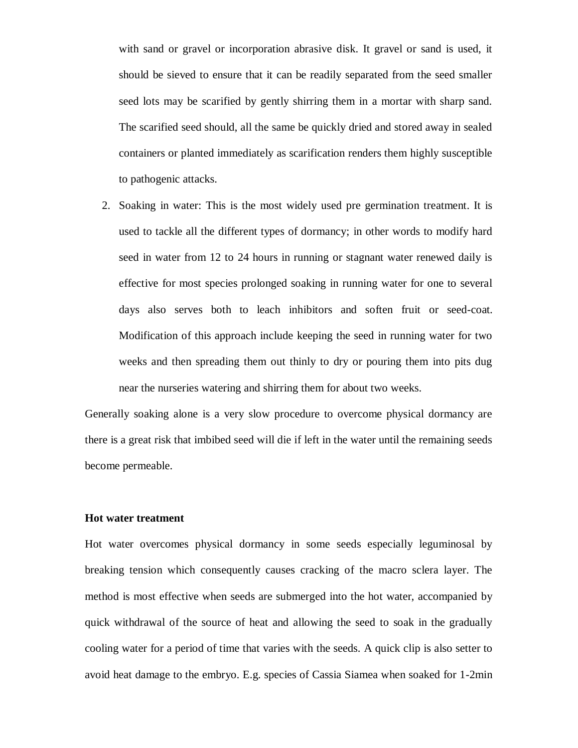with sand or gravel or incorporation abrasive disk. It gravel or sand is used, it should be sieved to ensure that it can be readily separated from the seed smaller seed lots may be scarified by gently shirring them in a mortar with sharp sand. The scarified seed should, all the same be quickly dried and stored away in sealed containers or planted immediately as scarification renders them highly susceptible to pathogenic attacks.

2. Soaking in water: This is the most widely used pre germination treatment. It is used to tackle all the different types of dormancy; in other words to modify hard seed in water from 12 to 24 hours in running or stagnant water renewed daily is effective for most species prolonged soaking in running water for one to several days also serves both to leach inhibitors and soften fruit or seed-coat. Modification of this approach include keeping the seed in running water for two weeks and then spreading them out thinly to dry or pouring them into pits dug near the nurseries watering and shirring them for about two weeks.

Generally soaking alone is a very slow procedure to overcome physical dormancy are there is a great risk that imbibed seed will die if left in the water until the remaining seeds become permeable.

**Hot water treatment**

Hot water overcomes physical dormancy in some seeds especially leguminosal by breaking tension which consequently causes cracking of the macro sclera layer. The method is most effective when seeds are submerged into the hot water, accompanied by quick withdrawal of the source of heat and allowing the seed to soak in the gradually cooling water for a period of time that varies with the seeds. A quick clip is also setter to avoid heat damage to the embryo. E.g. species of Cassia Siamea when soaked for 1-2min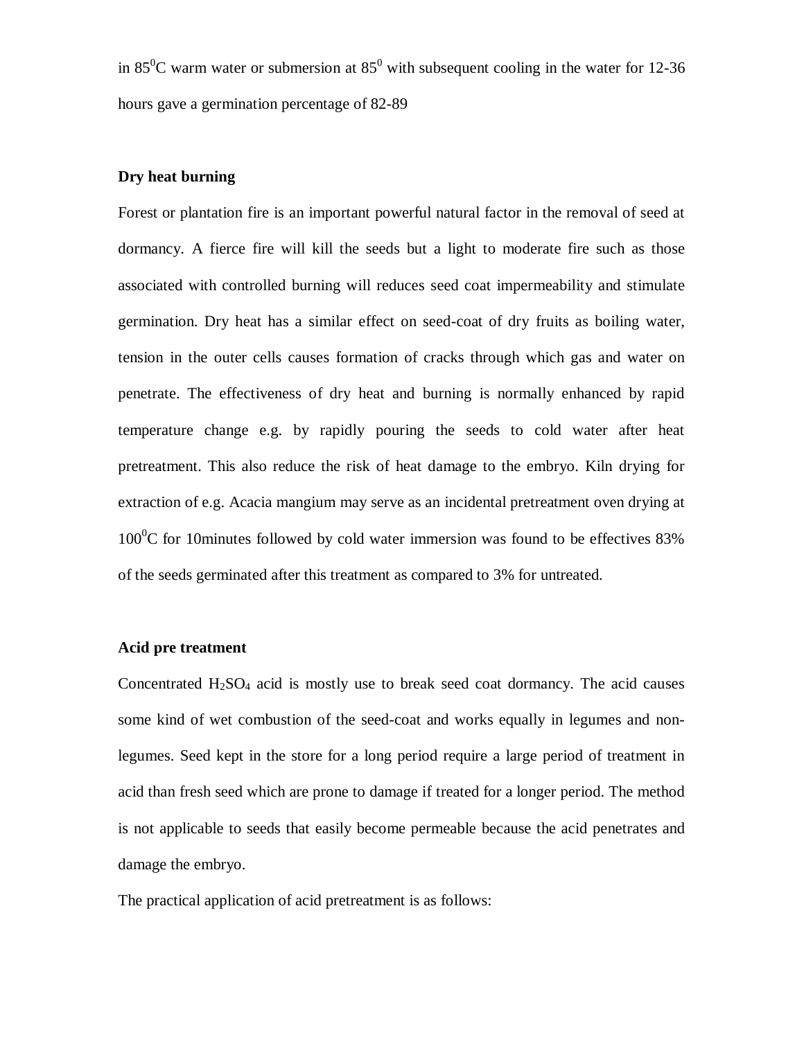in $85^0$C warm water or submersion at $85^0$ with subsequent cooling in the water for 12-36 hours gave a germination percentage of 82-89

**Dry heat burning**

Forest or plantation fire is an important powerful natural factor in the removal of seed at dormancy. A fierce fire will kill the seeds but a light to moderate fire such as those associated with controlled burning will reduces seed coat impermeability and stimulate germination. Dry heat has a similar effect on seed-coat of dry fruits as boiling water, tension in the outer cells causes formation of cracks through which gas and water on penetrate. The effectiveness of dry heat and burning is normally enhanced by rapid temperature change e.g. by rapidly pouring the seeds to cold water after heat pretreatment. This also reduce the risk of heat damage to the embryo. Kiln drying for extraction of e.g. Acacia mangium may serve as an incidental pretreatment oven drying at $100^0$C for 10minutes followed by cold water immersion was found to be effectives 83% of the seeds germinated after this treatment as compared to 3% for untreated.

**Acid pre treatment**

Concentrated $H_2SO_4$ acid is mostly use to break seed coat dormancy. The acid causes some kind of wet combustion of the seed-coat and works equally in legumes and non-legumes. Seed kept in the store for a long period require a large period of treatment in acid than fresh seed which are prone to damage if treated for a longer period. The method is not applicable to seeds that easily become permeable because the acid penetrates and damage the embryo.

The practical application of acid pretreatment is as follows: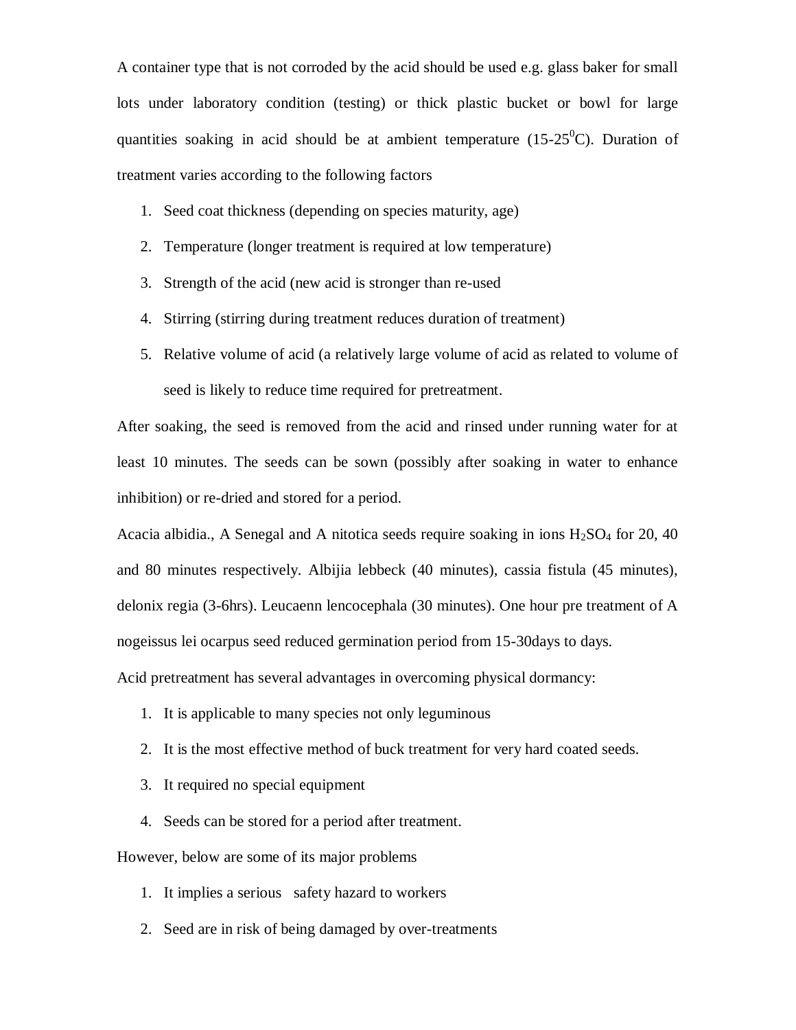A container type that is not corroded by the acid should be used e.g. glass baker for small lots under laboratory condition (testing) or thick plastic bucket or bowl for large quantities soaking in acid should be at ambient temperature (15-25$^0$C). Duration of treatment varies according to the following factors

1. Seed coat thickness (depending on species maturity, age)
2. Temperature (longer treatment is required at low temperature)
3. Strength of the acid (new acid is stronger than re-used
4. Stirring (stirring during treatment reduces duration of treatment)
5. Relative volume of acid (a relatively large volume of acid as related to volume of seed is likely to reduce time required for pretreatment.

After soaking, the seed is removed from the acid and rinsed under running water for at least 10 minutes. The seeds can be sown (possibly after soaking in water to enhance inhibition) or re-dried and stored for a period.

Acacia albidia., A Senegal and A nitotica seeds require soaking in ions $H_2SO_4$ for 20, 40 and 80 minutes respectively. Albijia lebbeck (40 minutes), cassia fistula (45 minutes), delonix regia (3-6hrs). Leucaenn lencocephala (30 minutes). One hour pre treatment of A nogeissus lei ocarpus seed reduced germination period from 15-30days to days.

Acid pretreatment has several advantages in overcoming physical dormancy:

1. It is applicable to many species not only leguminous
2. It is the most effective method of buck treatment for very hard coated seeds.
3. It required no special equipment
4. Seeds can be stored for a period after treatment.

However, below are some of its major problems

1. It implies a serious safety hazard to workers
2. Seed are in risk of being damaged by over-treatments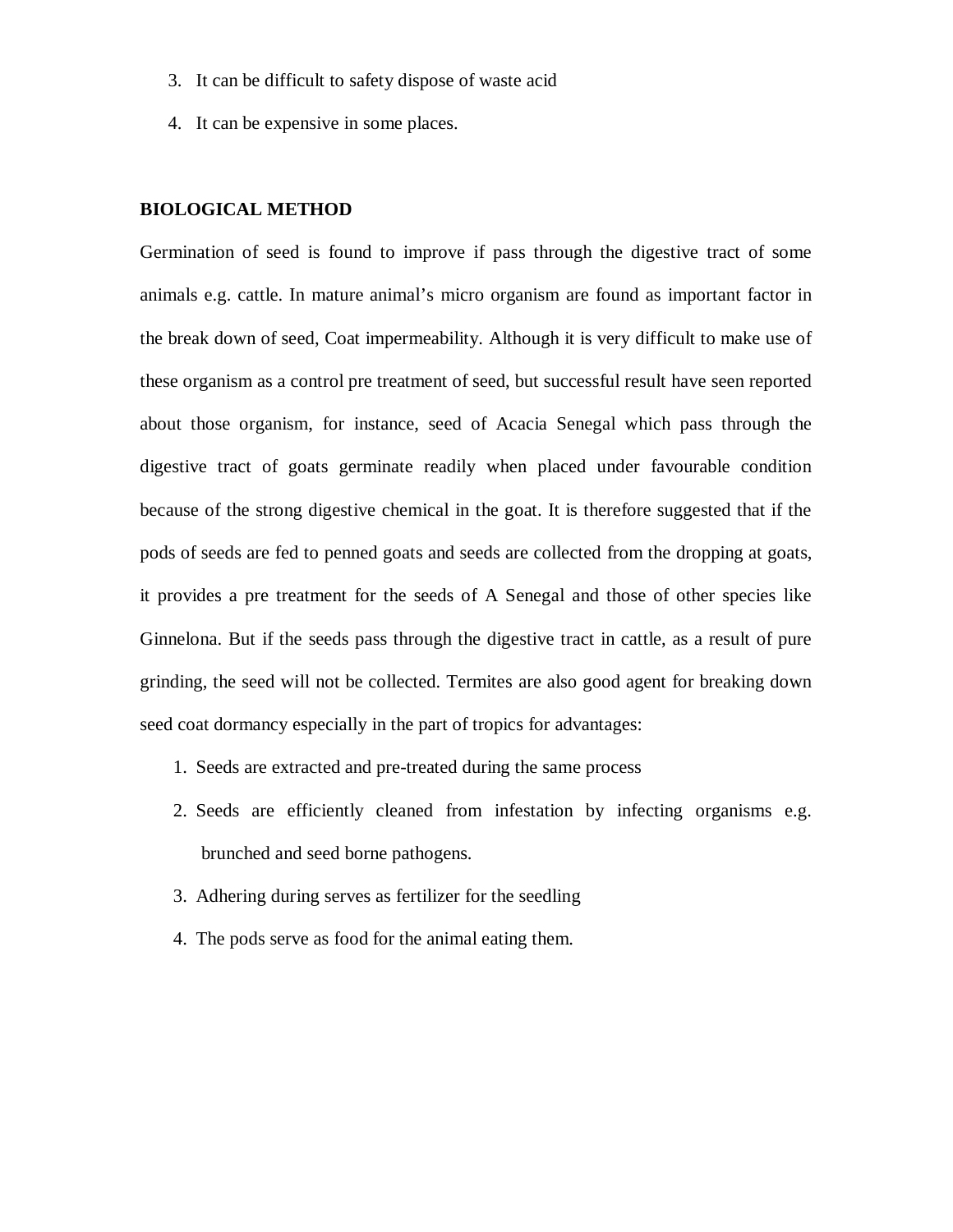3. It can be difficult to safety dispose of waste acid
4. It can be expensive in some places.

**BIOLOGICAL METHOD**

Germination of seed is found to improve if pass through the digestive tract of some animals e.g. cattle. In mature animal's micro organism are found as important factor in the break down of seed, Coat impermeability. Although it is very difficult to make use of these organism as a control pre treatment of seed, but successful result have seen reported about those organism, for instance, seed of Acacia Senegal which pass through the digestive tract of goats germinate readily when placed under favourable condition because of the strong digestive chemical in the goat. It is therefore suggested that if the pods of seeds are fed to penned goats and seeds are collected from the dropping at goats, it provides a pre treatment for the seeds of A Senegal and those of other species like Ginnelona. But if the seeds pass through the digestive tract in cattle, as a result of pure grinding, the seed will not be collected. Termites are also good agent for breaking down seed coat dormancy especially in the part of tropics for advantages:

1. Seeds are extracted and pre-treated during the same process
2. Seeds are efficiently cleaned from infestation by infecting organisms e.g. brunched and seed borne pathogens.
3. Adhering during serves as fertilizer for the seedling
4. The pods serve as food for the animal eating them.